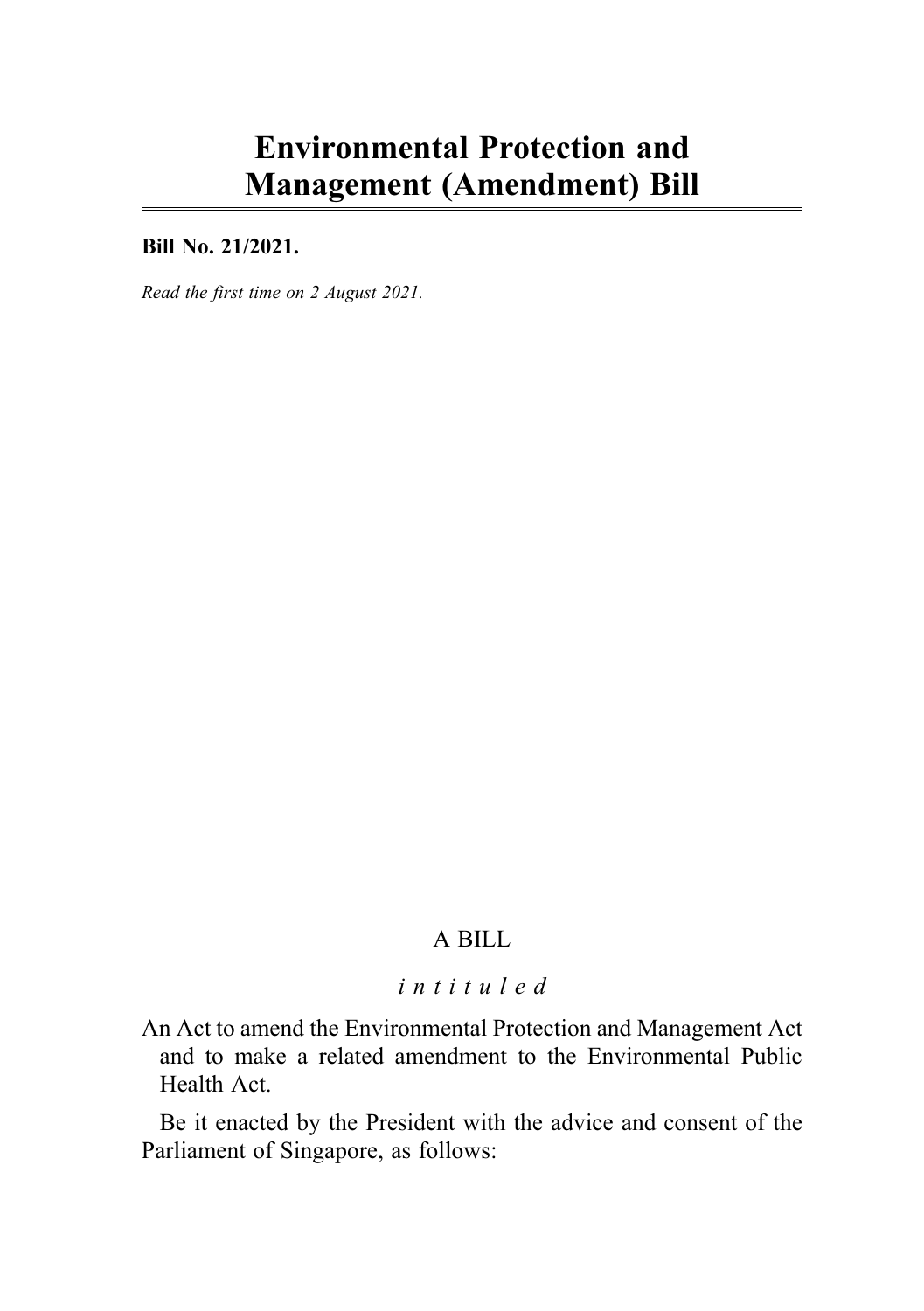# Environmental Protection and Management (Amendment) Bill

**Bill No. 21/2021.**

*Read the first time on 2 August 2021.*

A BILL

*intituled*

An Act to amend the Environmental Protection and Management Act and to make a related amendment to the Environmental Public Health Act.

Be it enacted by the President with the advice and consent of the Parliament of Singapore, as follows: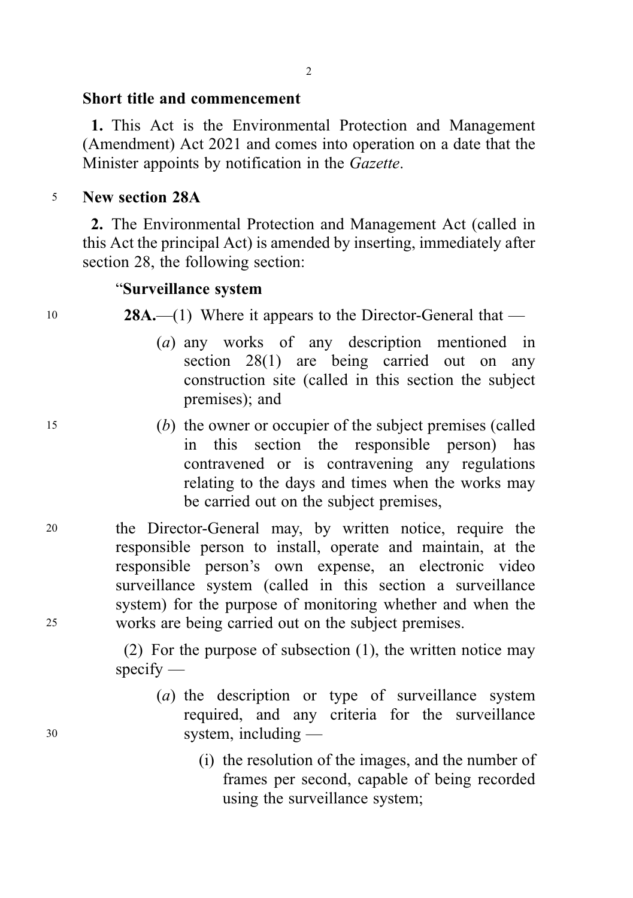## Short title and commencement

**1.** This Act is the Environmental Protection and Management (Amendment) Act 2021 and comes into operation on a date that the Minister appoints by notification in the *Gazette*.

## New section 28A

**2.** The Environmental Protection and Management Act (called in this Act the principal Act) is amended by inserting, immediately after section 28, the following section:

"**Surveillance system**

**28A.**—(1) Where it appears to the Director-General that —

(*a*) any works of any description mentioned in section 28(1) are being carried out on any construction site (called in this section the subject premises); and

(*b*) the owner or occupier of the subject premises (called in this section the responsible person) has contravened or is contravening any regulations relating to the days and times when the works may be carried out on the subject premises,

the Director-General may, by written notice, require the responsible person to install, operate and maintain, at the responsible person's own expense, an electronic video surveillance system (called in this section a surveillance system) for the purpose of monitoring whether and when the works are being carried out on the subject premises.

(2) For the purpose of subsection (1), the written notice may specify —

(*a*) the description or type of surveillance system required, and any criteria for the surveillance system, including —

(i) the resolution of the images, and the number of frames per second, capable of being recorded using the surveillance system;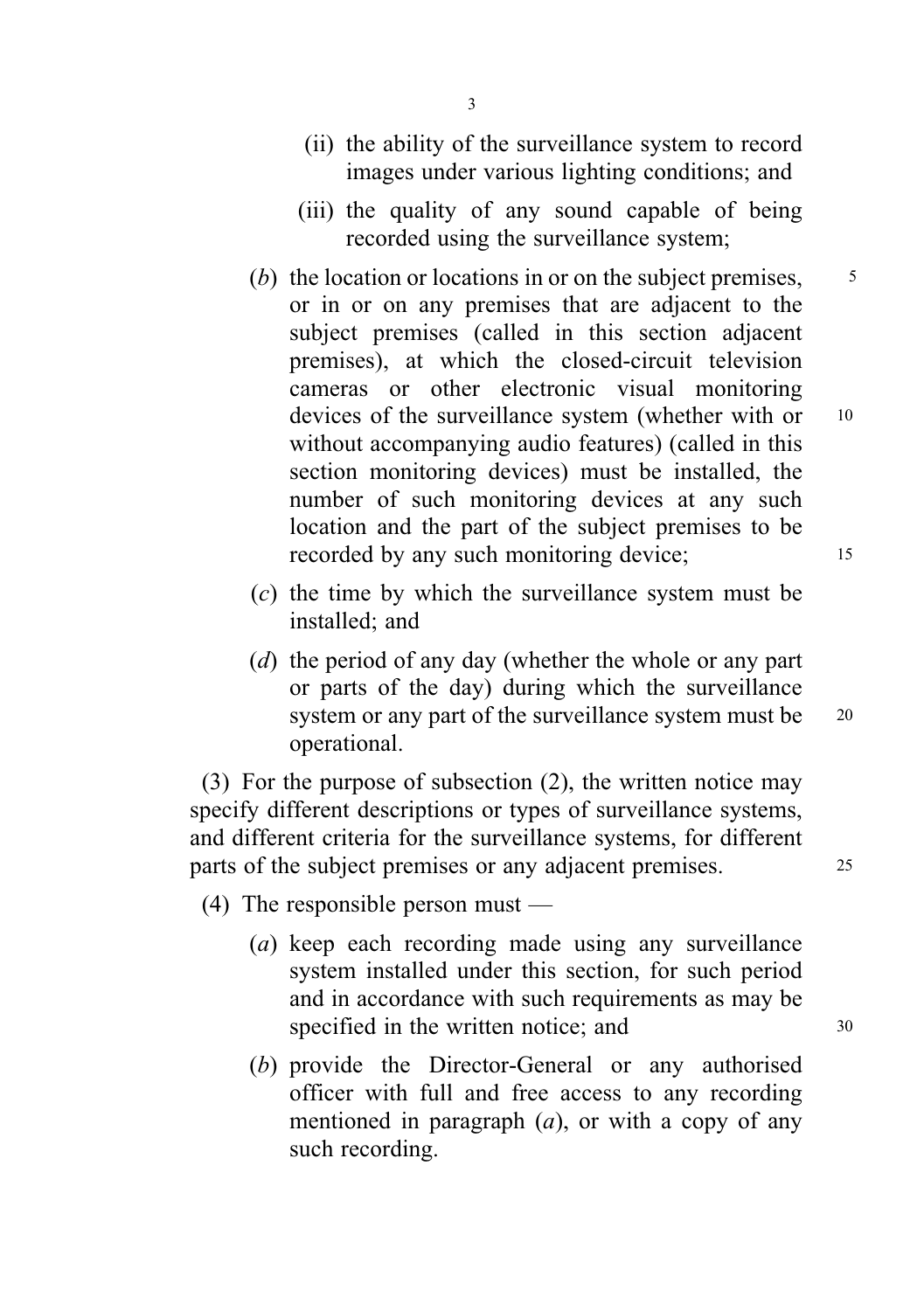(ii) the ability of the surveillance system to record images under various lighting conditions; and

(iii) the quality of any sound capable of being recorded using the surveillance system;

(*b*) the location or locations in or on the subject premises, or in or on any premises that are adjacent to the subject premises (called in this section adjacent premises), at which the closed-circuit television cameras or other electronic visual monitoring devices of the surveillance system (whether with or without accompanying audio features) (called in this section monitoring devices) must be installed, the number of such monitoring devices at any such location and the part of the subject premises to be recorded by any such monitoring device;

(*c*) the time by which the surveillance system must be installed; and

(*d*) the period of any day (whether the whole or any part or parts of the day) during which the surveillance system or any part of the surveillance system must be operational.

(3) For the purpose of subsection (2), the written notice may specify different descriptions or types of surveillance systems, and different criteria for the surveillance systems, for different parts of the subject premises or any adjacent premises.

(4) The responsible person must —

(*a*) keep each recording made using any surveillance system installed under this section, for such period and in accordance with such requirements as may be specified in the written notice; and

(*b*) provide the Director-General or any authorised officer with full and free access to any recording mentioned in paragraph (*a*), or with a copy of any such recording.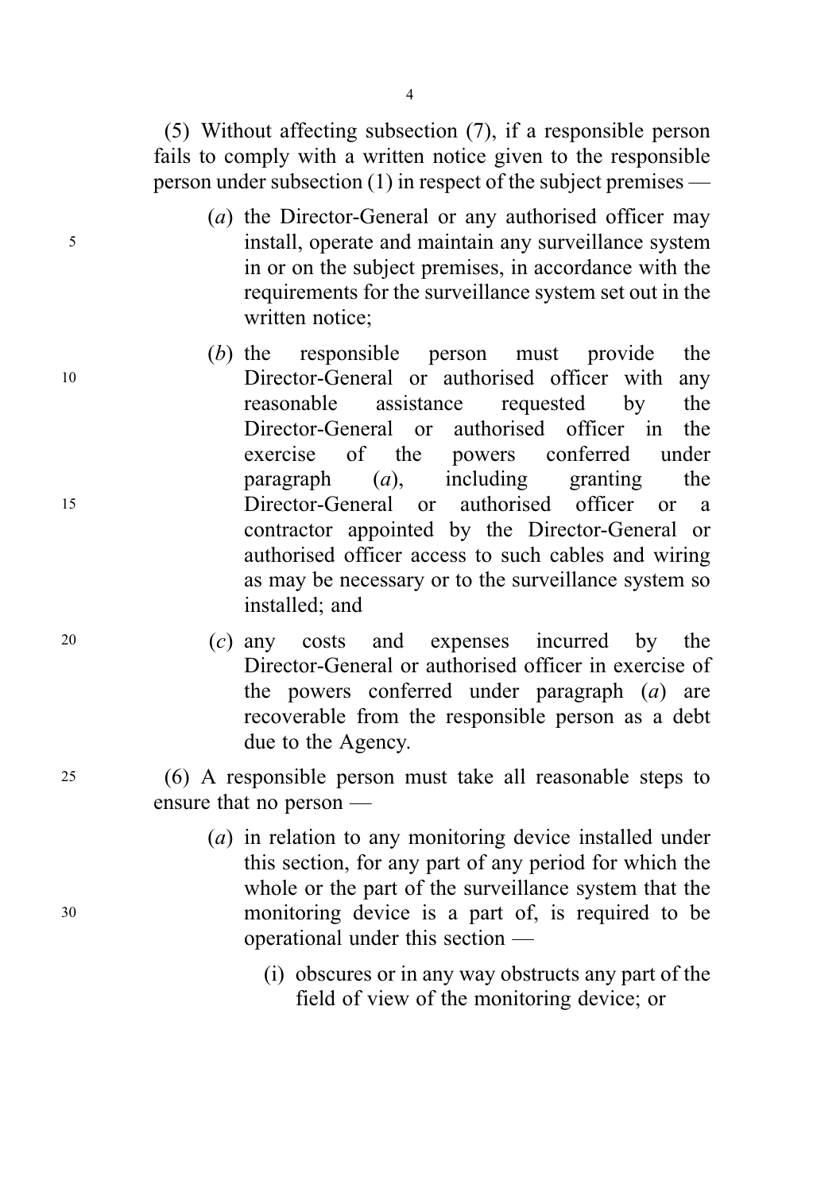(5) Without affecting subsection (7), if a responsible person fails to comply with a written notice given to the responsible person under subsection (1) in respect of the subject premises —

(*a*) the Director-General or any authorised officer may install, operate and maintain any surveillance system in or on the subject premises, in accordance with the requirements for the surveillance system set out in the written notice;

(*b*) the responsible person must provide the Director-General or authorised officer with any reasonable assistance requested by the Director-General or authorised officer in the exercise of the powers conferred under paragraph (*a*), including granting the Director-General or authorised officer or a contractor appointed by the Director-General or authorised officer access to such cables and wiring as may be necessary or to the surveillance system so installed; and

(*c*) any costs and expenses incurred by the Director-General or authorised officer in exercise of the powers conferred under paragraph (*a*) are recoverable from the responsible person as a debt due to the Agency.

(6) A responsible person must take all reasonable steps to ensure that no person —

(*a*) in relation to any monitoring device installed under this section, for any part of any period for which the whole or the part of the surveillance system that the monitoring device is a part of, is required to be operational under this section —

(i) obscures or in any way obstructs any part of the field of view of the monitoring device; or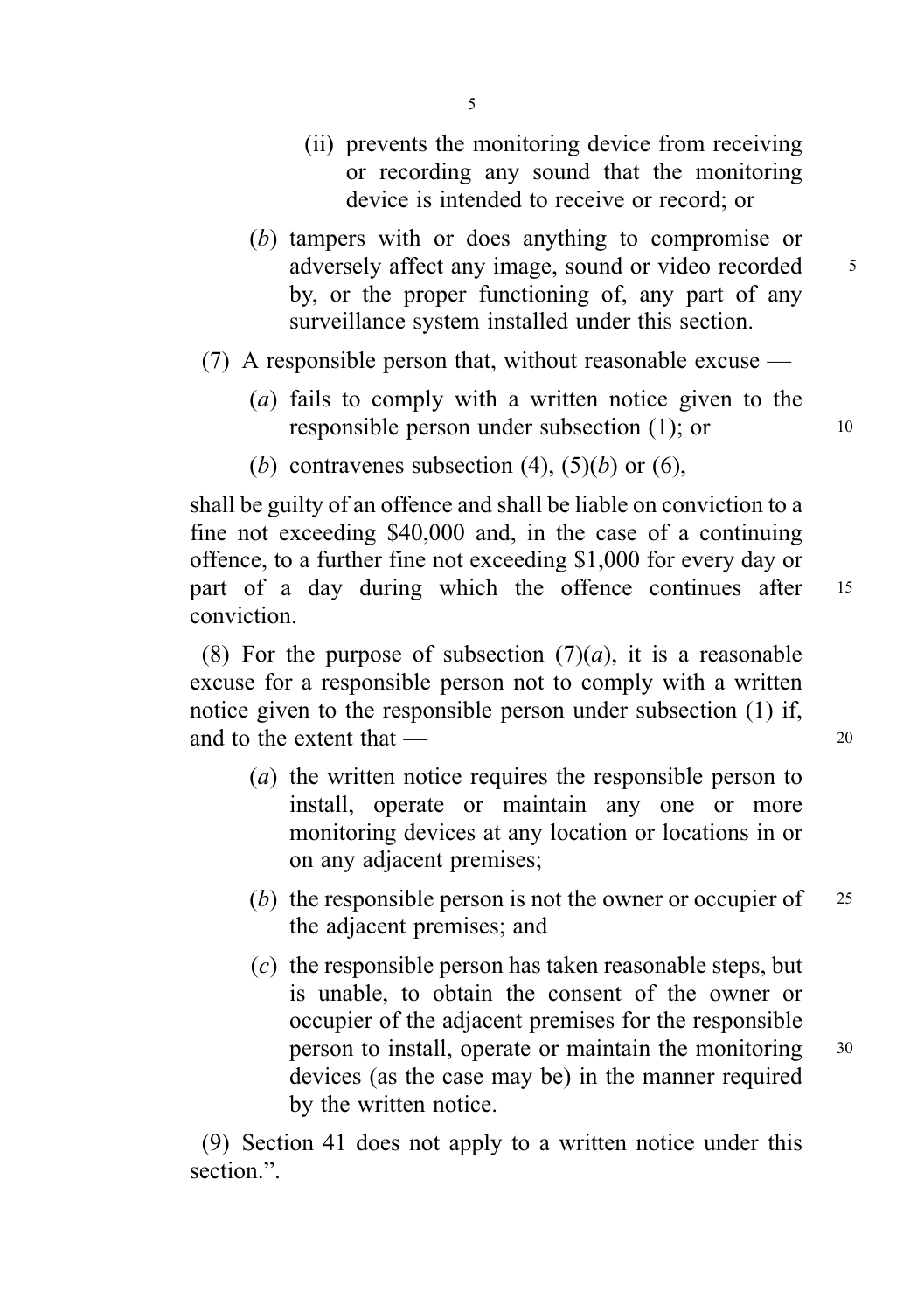(ii) prevents the monitoring device from receiving or recording any sound that the monitoring device is intended to receive or record; or

(*b*) tampers with or does anything to compromise or adversely affect any image, sound or video recorded by, or the proper functioning of, any part of any surveillance system installed under this section.

(7) A responsible person that, without reasonable excuse —

(*a*) fails to comply with a written notice given to the responsible person under subsection (1); or

(*b*) contravenes subsection (4), (5)(*b*) or (6),

shall be guilty of an offence and shall be liable on conviction to a fine not exceeding $40,000 and, in the case of a continuing offence, to a further fine not exceeding $1,000 for every day or part of a day during which the offence continues after conviction.

(8) For the purpose of subsection (7)(*a*), it is a reasonable excuse for a responsible person not to comply with a written notice given to the responsible person under subsection (1) if, and to the extent that —

(*a*) the written notice requires the responsible person to install, operate or maintain any one or more monitoring devices at any location or locations in or on any adjacent premises;

(*b*) the responsible person is not the owner or occupier of the adjacent premises; and

(*c*) the responsible person has taken reasonable steps, but is unable, to obtain the consent of the owner or occupier of the adjacent premises for the responsible person to install, operate or maintain the monitoring devices (as the case may be) in the manner required by the written notice.

(9) Section 41 does not apply to a written notice under this section.".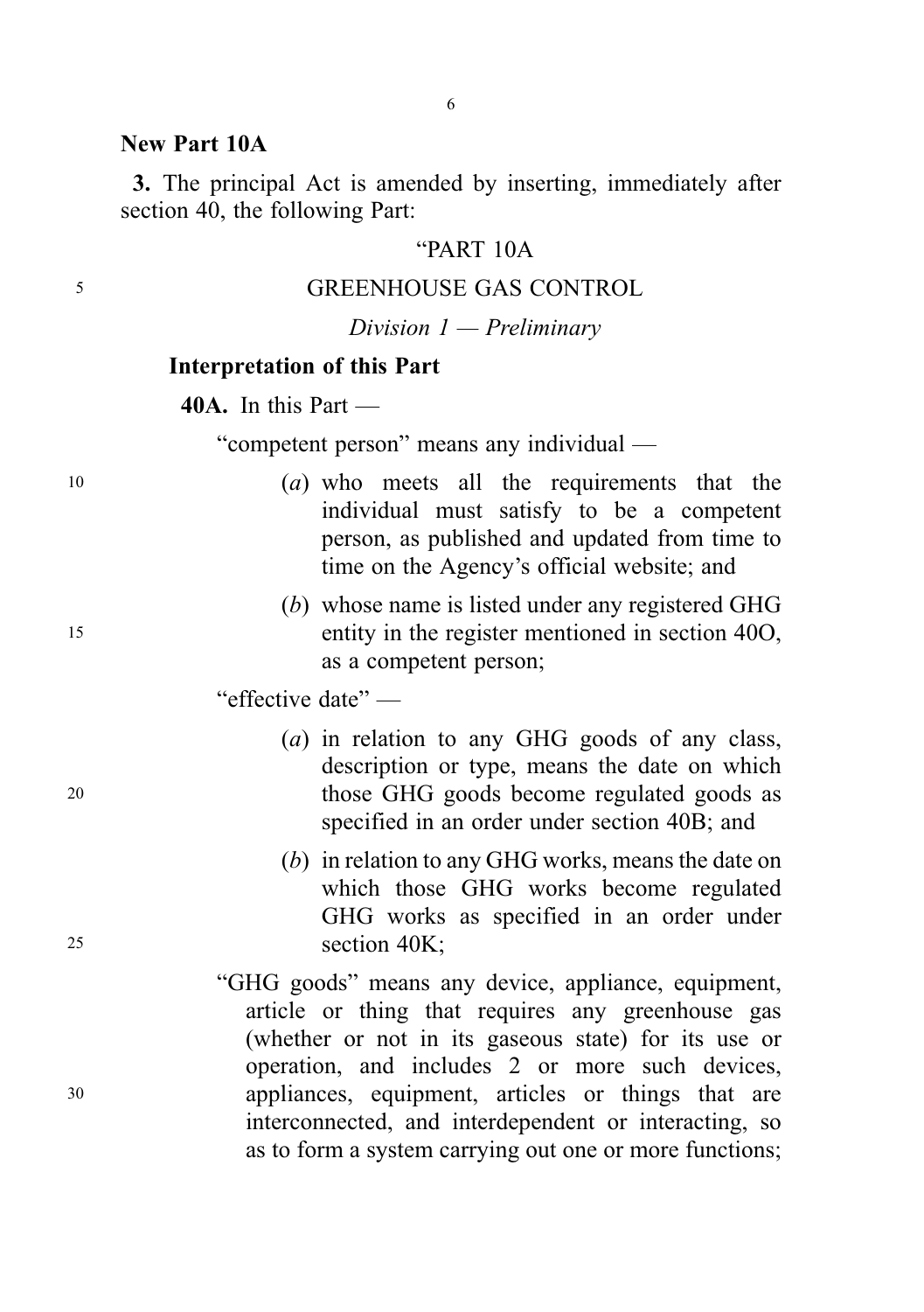**New Part 10A**

**3.** The principal Act is amended by inserting, immediately after section 40, the following Part:

"PART 10A

GREENHOUSE GAS CONTROL

*Division 1 — Preliminary*

**Interpretation of this Part**

**40A.** In this Part —

"competent person" means any individual —

(*a*) who meets all the requirements that the individual must satisfy to be a competent person, as published and updated from time to time on the Agency's official website; and

(*b*) whose name is listed under any registered GHG entity in the register mentioned in section 40O, as a competent person;

"effective date" —

(*a*) in relation to any GHG goods of any class, description or type, means the date on which those GHG goods become regulated goods as specified in an order under section 40B; and

(*b*) in relation to any GHG works, means the date on which those GHG works become regulated GHG works as specified in an order under section 40K;

"GHG goods" means any device, appliance, equipment, article or thing that requires any greenhouse gas (whether or not in its gaseous state) for its use or operation, and includes 2 or more such devices, appliances, equipment, articles or things that are interconnected, and interdependent or interacting, so as to form a system carrying out one or more functions;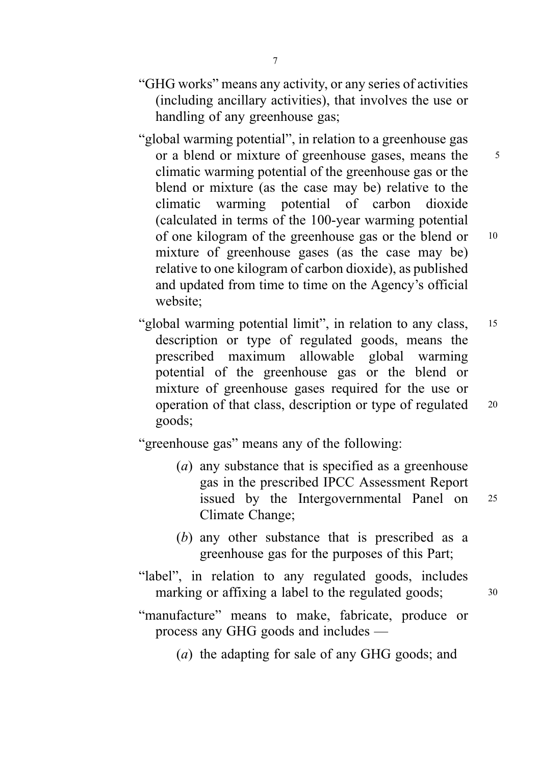"GHG works" means any activity, or any series of activities (including ancillary activities), that involves the use or handling of any greenhouse gas;

"global warming potential", in relation to a greenhouse gas or a blend or mixture of greenhouse gases, means the climatic warming potential of the greenhouse gas or the blend or mixture (as the case may be) relative to the climatic warming potential of carbon dioxide (calculated in terms of the 100-year warming potential of one kilogram of the greenhouse gas or the blend or mixture of greenhouse gases (as the case may be) relative to one kilogram of carbon dioxide), as published and updated from time to time on the Agency's official website;

"global warming potential limit", in relation to any class, description or type of regulated goods, means the prescribed maximum allowable global warming potential of the greenhouse gas or the blend or mixture of greenhouse gases required for the use or operation of that class, description or type of regulated goods;

"greenhouse gas" means any of the following:

(*a*) any substance that is specified as a greenhouse gas in the prescribed IPCC Assessment Report issued by the Intergovernmental Panel on Climate Change;

(*b*) any other substance that is prescribed as a greenhouse gas for the purposes of this Part;

"label", in relation to any regulated goods, includes marking or affixing a label to the regulated goods;

"manufacture" means to make, fabricate, produce or process any GHG goods and includes —

(*a*) the adapting for sale of any GHG goods; and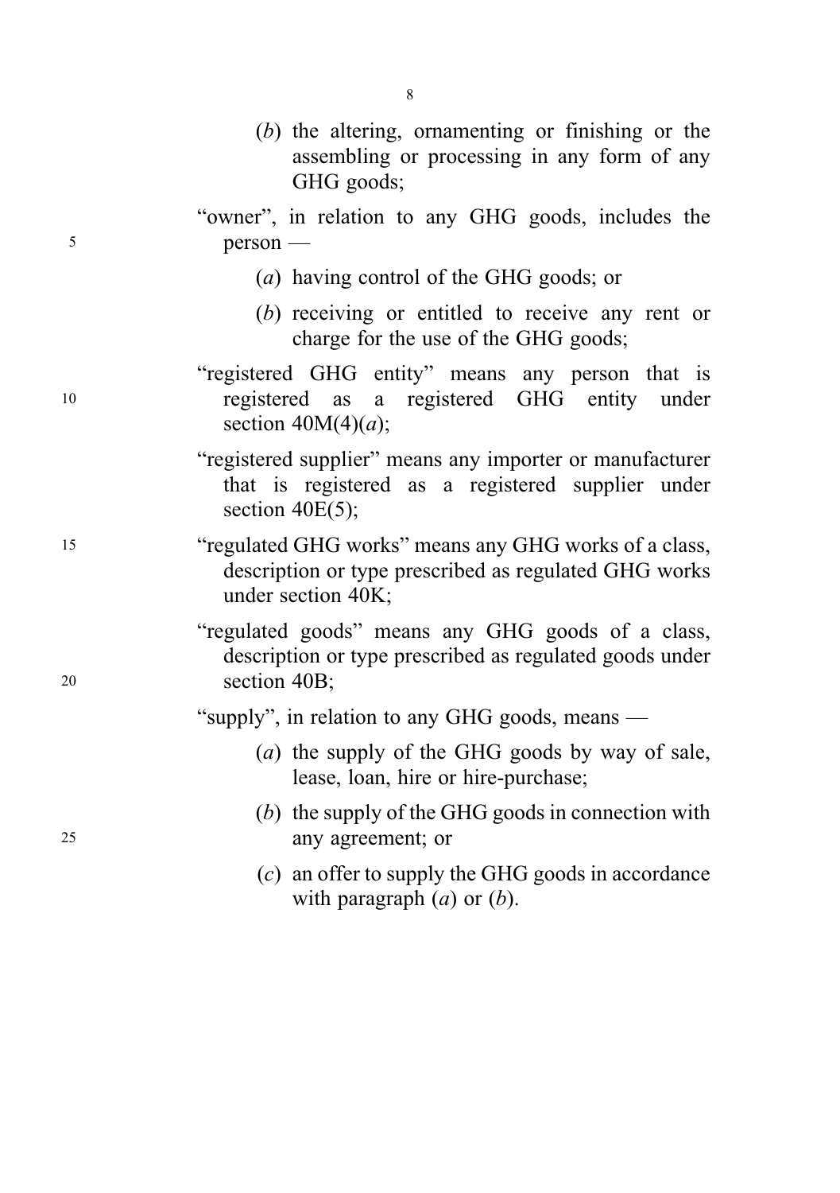(*b*) the altering, ornamenting or finishing or the assembling or processing in any form of any GHG goods;

"owner", in relation to any GHG goods, includes the person —

(*a*) having control of the GHG goods; or

(*b*) receiving or entitled to receive any rent or charge for the use of the GHG goods;

"registered GHG entity" means any person that is registered as a registered GHG entity under section 40M(4)(*a*);

"registered supplier" means any importer or manufacturer that is registered as a registered supplier under section 40E(5);

"regulated GHG works" means any GHG works of a class, description or type prescribed as regulated GHG works under section 40K;

"regulated goods" means any GHG goods of a class, description or type prescribed as regulated goods under section 40B;

"supply", in relation to any GHG goods, means —

(*a*) the supply of the GHG goods by way of sale, lease, loan, hire or hire-purchase;

(*b*) the supply of the GHG goods in connection with any agreement; or

(*c*) an offer to supply the GHG goods in accordance with paragraph (*a*) or (*b*).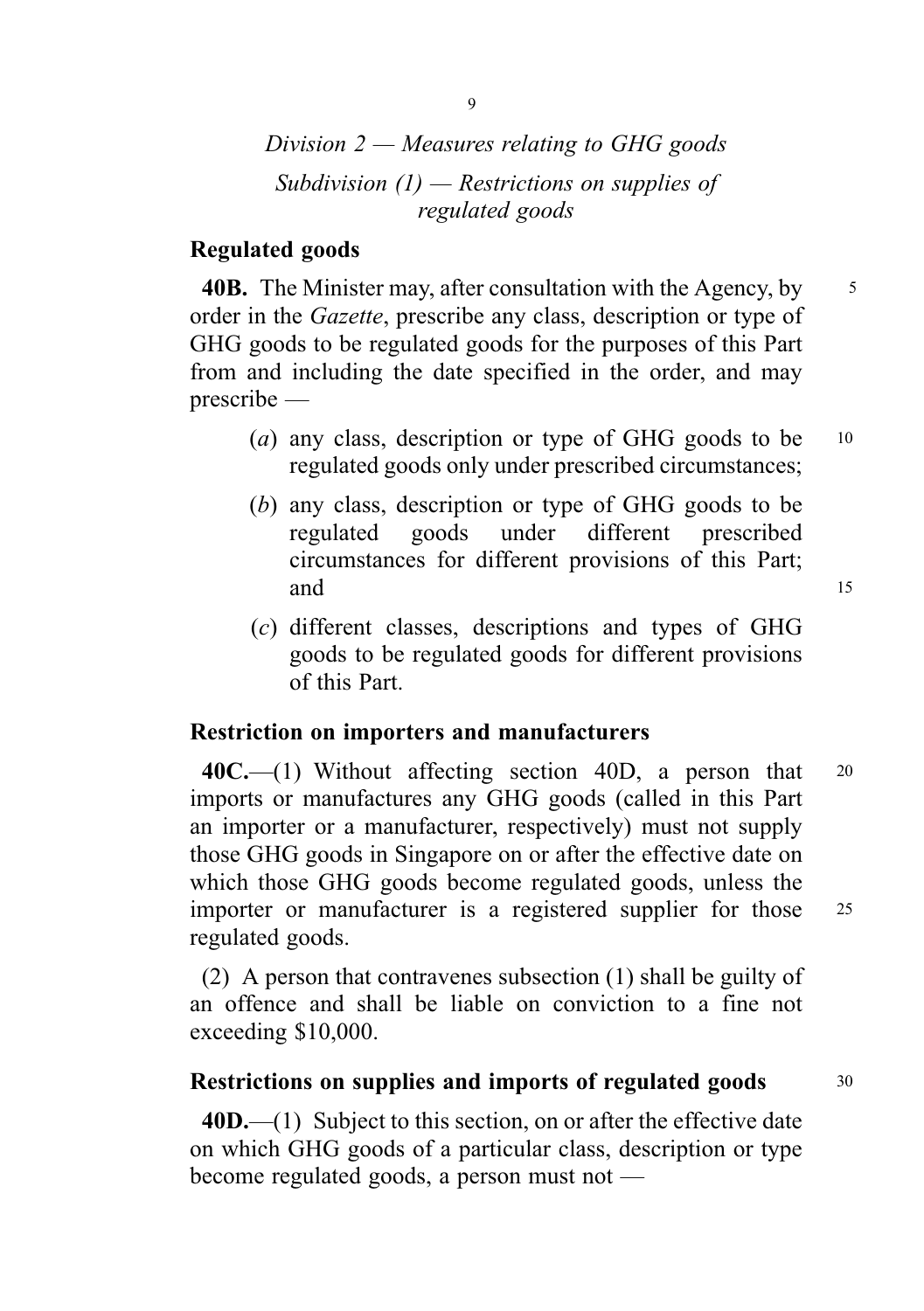*Division 2 — Measures relating to GHG goods*

*Subdivision (1) — Restrictions on supplies of regulated goods*

**Regulated goods**

**40B.** The Minister may, after consultation with the Agency, by order in the *Gazette*, prescribe any class, description or type of GHG goods to be regulated goods for the purposes of this Part from and including the date specified in the order, and may prescribe —

(*a*) any class, description or type of GHG goods to be regulated goods only under prescribed circumstances;

(*b*) any class, description or type of GHG goods to be regulated goods under different prescribed circumstances for different provisions of this Part; and

(*c*) different classes, descriptions and types of GHG goods to be regulated goods for different provisions of this Part.

**Restriction on importers and manufacturers**

**40C.**—(1) Without affecting section 40D, a person that imports or manufactures any GHG goods (called in this Part an importer or a manufacturer, respectively) must not supply those GHG goods in Singapore on or after the effective date on which those GHG goods become regulated goods, unless the importer or manufacturer is a registered supplier for those regulated goods.

(2) A person that contravenes subsection (1) shall be guilty of an offence and shall be liable on conviction to a fine not exceeding $10,000.

**Restrictions on supplies and imports of regulated goods**

**40D.**—(1) Subject to this section, on or after the effective date on which GHG goods of a particular class, description or type become regulated goods, a person must not —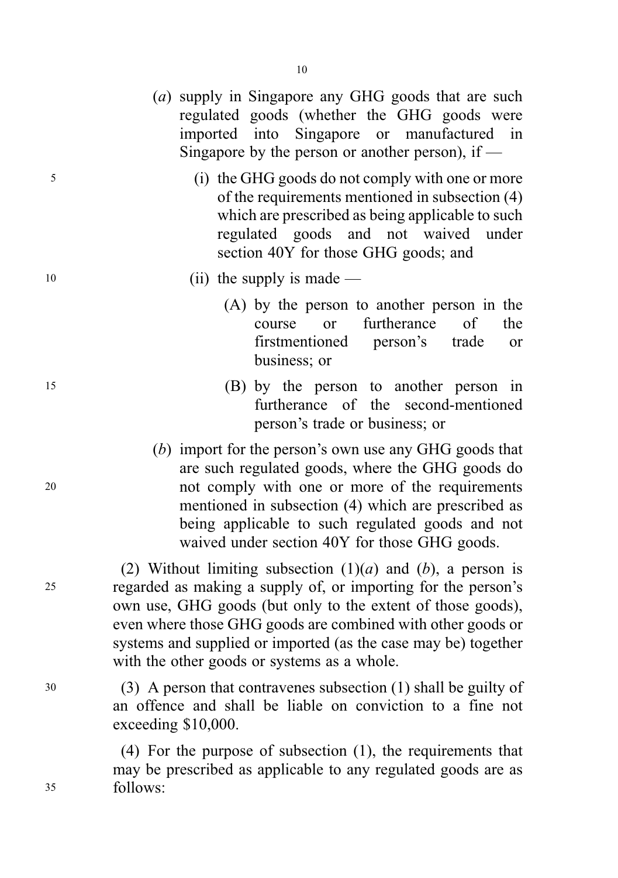(*a*) supply in Singapore any GHG goods that are such regulated goods (whether the GHG goods were imported into Singapore or manufactured in Singapore by the person or another person), if —

(i) the GHG goods do not comply with one or more of the requirements mentioned in subsection (4) which are prescribed as being applicable to such regulated goods and not waived under section 40Y for those GHG goods; and

(ii) the supply is made —

(A) by the person to another person in the course or furtherance of the firstmentioned person's trade or business; or

(B) by the person to another person in furtherance of the second-mentioned person's trade or business; or

(*b*) import for the person's own use any GHG goods that are such regulated goods, where the GHG goods do not comply with one or more of the requirements mentioned in subsection (4) which are prescribed as being applicable to such regulated goods and not waived under section 40Y for those GHG goods.

(2) Without limiting subsection (1)(*a*) and (*b*), a person is regarded as making a supply of, or importing for the person's own use, GHG goods (but only to the extent of those goods), even where those GHG goods are combined with other goods or systems and supplied or imported (as the case may be) together with the other goods or systems as a whole.

(3) A person that contravenes subsection (1) shall be guilty of an offence and shall be liable on conviction to a fine not exceeding $10,000.

(4) For the purpose of subsection (1), the requirements that may be prescribed as applicable to any regulated goods are as follows: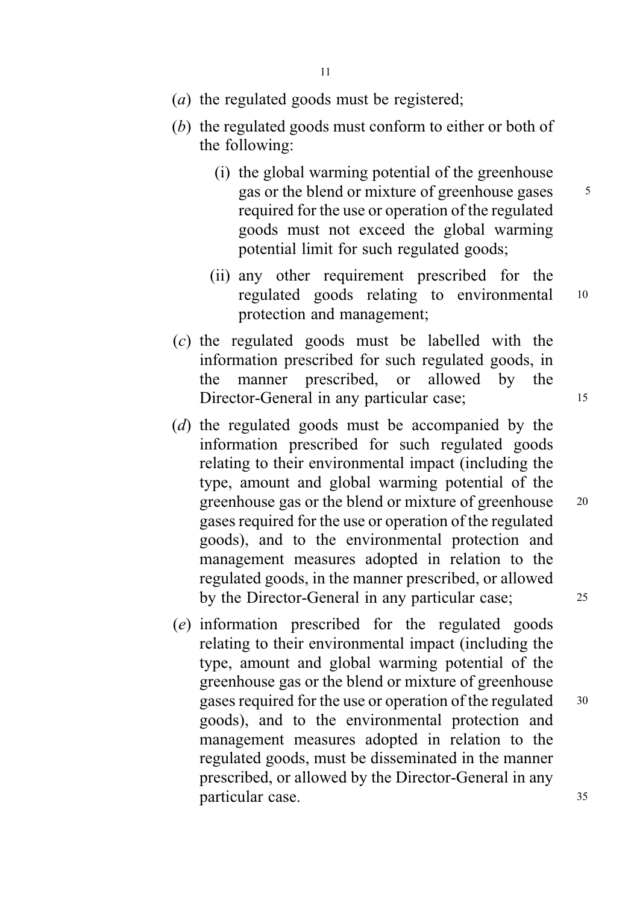(*a*) the regulated goods must be registered;

(*b*) the regulated goods must conform to either or both of the following:

   (i) the global warming potential of the greenhouse gas or the blend or mixture of greenhouse gases required for the use or operation of the regulated goods must not exceed the global warming potential limit for such regulated goods;

   (ii) any other requirement prescribed for the regulated goods relating to environmental protection and management;

(*c*) the regulated goods must be labelled with the information prescribed for such regulated goods, in the manner prescribed, or allowed by the Director-General in any particular case;

(*d*) the regulated goods must be accompanied by the information prescribed for such regulated goods relating to their environmental impact (including the type, amount and global warming potential of the greenhouse gas or the blend or mixture of greenhouse gases required for the use or operation of the regulated goods), and to the environmental protection and management measures adopted in relation to the regulated goods, in the manner prescribed, or allowed by the Director-General in any particular case;

(*e*) information prescribed for the regulated goods relating to their environmental impact (including the type, amount and global warming potential of the greenhouse gas or the blend or mixture of greenhouse gases required for the use or operation of the regulated goods), and to the environmental protection and management measures adopted in relation to the regulated goods, must be disseminated in the manner prescribed, or allowed by the Director-General in any particular case.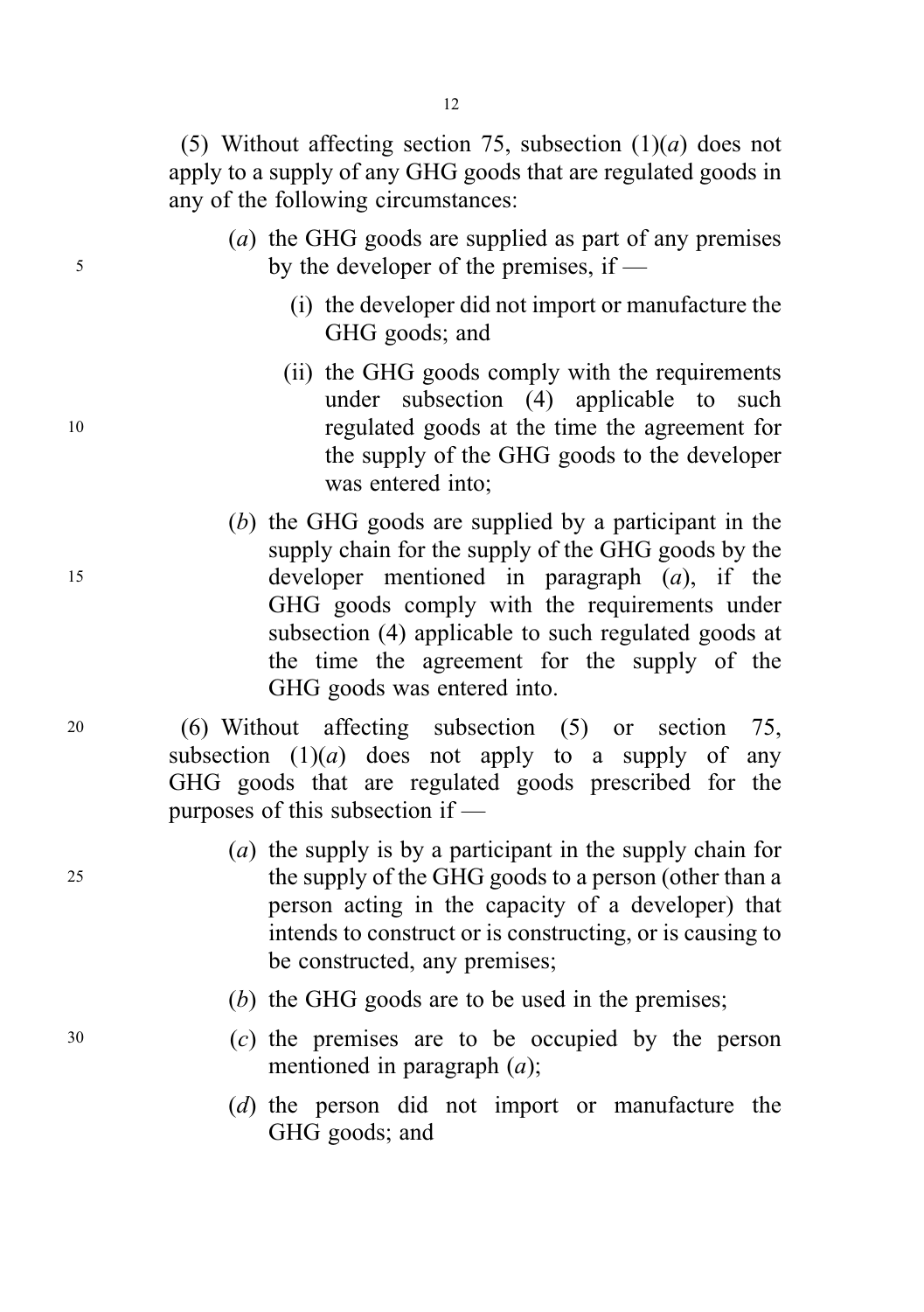(5) Without affecting section 75, subsection (1)(*a*) does not apply to a supply of any GHG goods that are regulated goods in any of the following circumstances:

(*a*) the GHG goods are supplied as part of any premises by the developer of the premises, if —

(i) the developer did not import or manufacture the GHG goods; and

(ii) the GHG goods comply with the requirements under subsection (4) applicable to such regulated goods at the time the agreement for the supply of the GHG goods to the developer was entered into;

(*b*) the GHG goods are supplied by a participant in the supply chain for the supply of the GHG goods by the developer mentioned in paragraph (*a*), if the GHG goods comply with the requirements under subsection (4) applicable to such regulated goods at the time the agreement for the supply of the GHG goods was entered into.

(6) Without affecting subsection (5) or section 75, subsection (1)(*a*) does not apply to a supply of any GHG goods that are regulated goods prescribed for the purposes of this subsection if —

(*a*) the supply is by a participant in the supply chain for the supply of the GHG goods to a person (other than a person acting in the capacity of a developer) that intends to construct or is constructing, or is causing to be constructed, any premises;

(*b*) the GHG goods are to be used in the premises;

(*c*) the premises are to be occupied by the person mentioned in paragraph (*a*);

(*d*) the person did not import or manufacture the GHG goods; and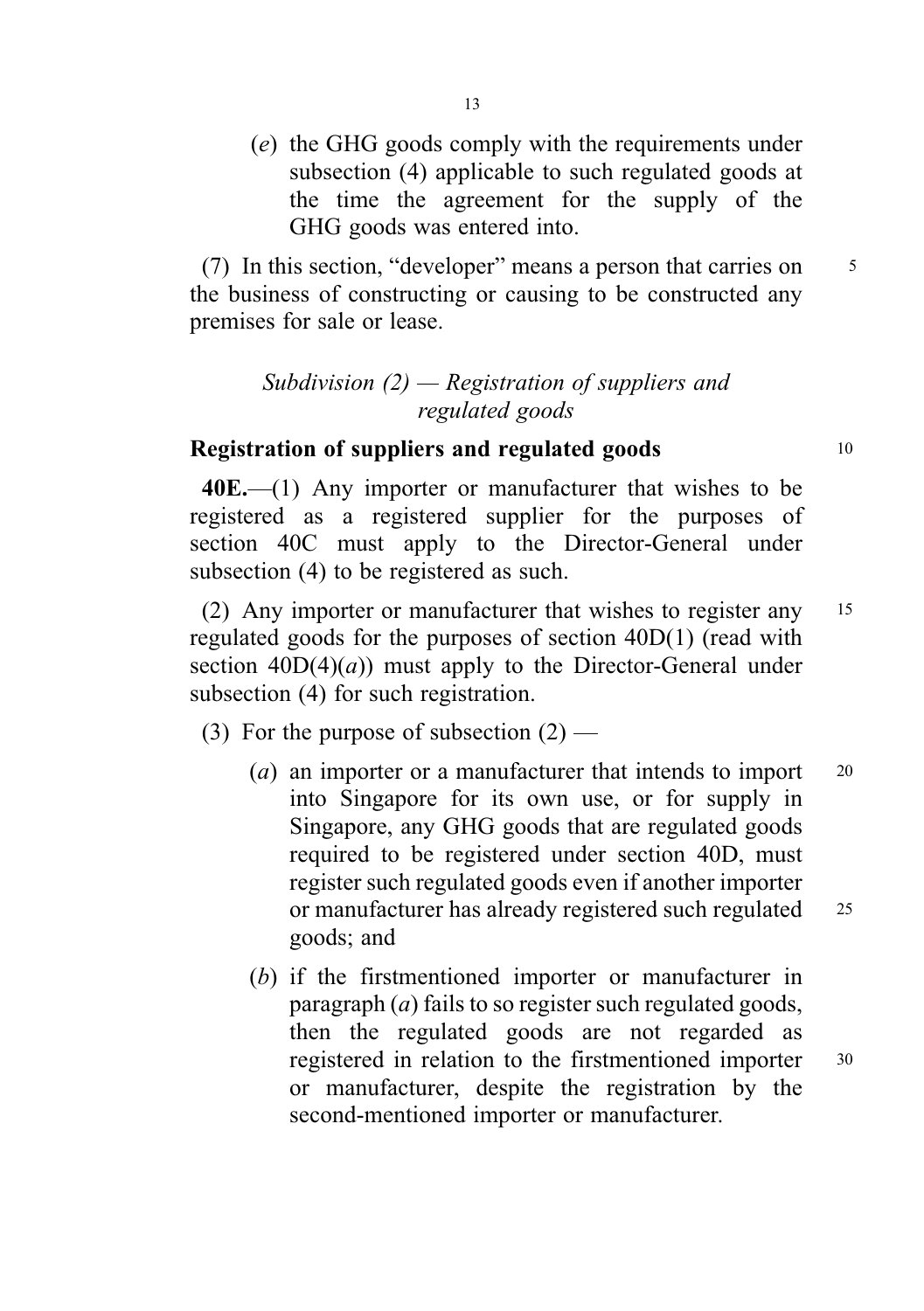(*e*) the GHG goods comply with the requirements under subsection (4) applicable to such regulated goods at the time the agreement for the supply of the GHG goods was entered into.

(7) In this section, "developer" means a person that carries on the business of constructing or causing to be constructed any premises for sale or lease.

*Subdivision (2) — Registration of suppliers and regulated goods*

**Registration of suppliers and regulated goods**

**40E.**—(1) Any importer or manufacturer that wishes to be registered as a registered supplier for the purposes of section 40C must apply to the Director-General under subsection (4) to be registered as such.

(2) Any importer or manufacturer that wishes to register any regulated goods for the purposes of section 40D(1) (read with section 40D(4)(*a*)) must apply to the Director-General under subsection (4) for such registration.

(3) For the purpose of subsection (2) —

(*a*) an importer or a manufacturer that intends to import into Singapore for its own use, or for supply in Singapore, any GHG goods that are regulated goods required to be registered under section 40D, must register such regulated goods even if another importer or manufacturer has already registered such regulated goods; and

(*b*) if the firstmentioned importer or manufacturer in paragraph (*a*) fails to so register such regulated goods, then the regulated goods are not regarded as registered in relation to the firstmentioned importer or manufacturer, despite the registration by the second-mentioned importer or manufacturer.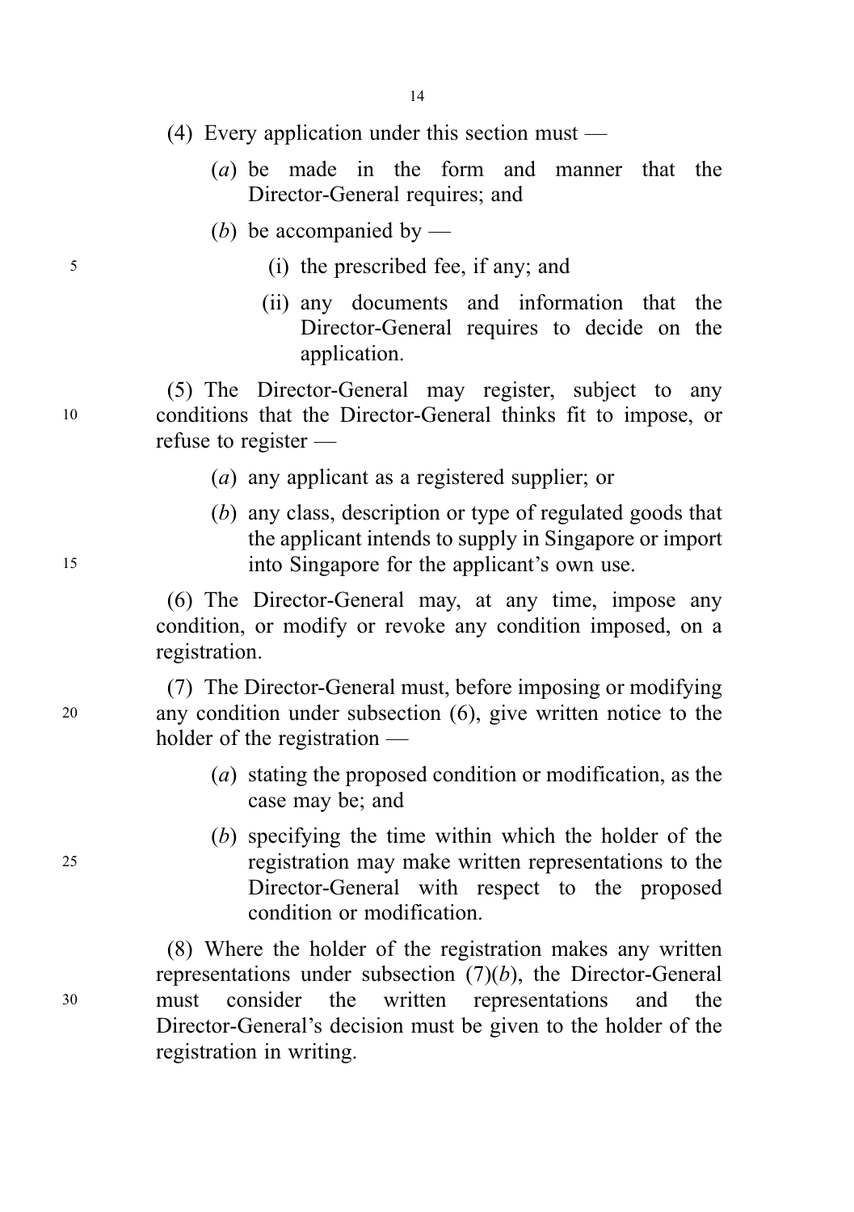(4) Every application under this section must —

(*a*) be made in the form and manner that the Director-General requires; and

(*b*) be accompanied by —

(i) the prescribed fee, if any; and

(ii) any documents and information that the Director-General requires to decide on the application.

(5) The Director-General may register, subject to any conditions that the Director-General thinks fit to impose, or refuse to register —

(*a*) any applicant as a registered supplier; or

(*b*) any class, description or type of regulated goods that the applicant intends to supply in Singapore or import into Singapore for the applicant's own use.

(6) The Director-General may, at any time, impose any condition, or modify or revoke any condition imposed, on a registration.

(7) The Director-General must, before imposing or modifying any condition under subsection (6), give written notice to the holder of the registration —

(*a*) stating the proposed condition or modification, as the case may be; and

(*b*) specifying the time within which the holder of the registration may make written representations to the Director-General with respect to the proposed condition or modification.

(8) Where the holder of the registration makes any written representations under subsection (7)(*b*), the Director-General must consider the written representations and the Director-General's decision must be given to the holder of the registration in writing.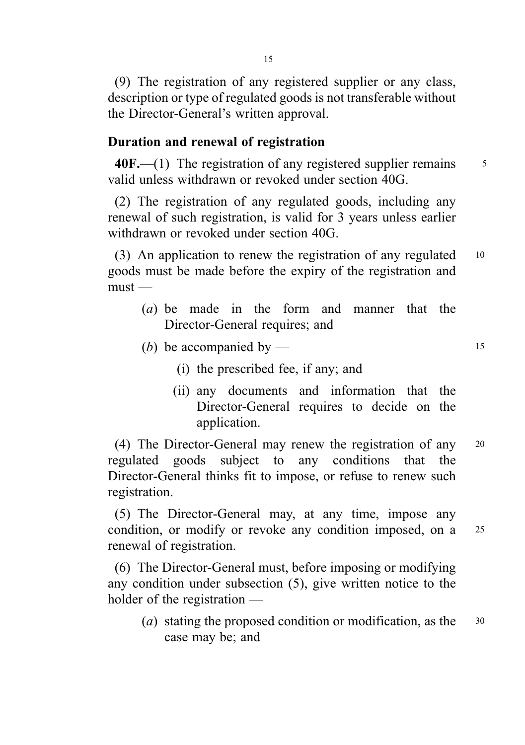(9) The registration of any registered supplier or any class, description or type of regulated goods is not transferable without the Director-General's written approval.

### Duration and renewal of registration

**40F.**—(1) The registration of any registered supplier remains valid unless withdrawn or revoked under section 40G.

(2) The registration of any regulated goods, including any renewal of such registration, is valid for 3 years unless earlier withdrawn or revoked under section 40G.

(3) An application to renew the registration of any regulated goods must be made before the expiry of the registration and must —

- (*a*) be made in the form and manner that the Director-General requires; and
- (*b*) be accompanied by —
  - (i) the prescribed fee, if any; and
  - (ii) any documents and information that the Director-General requires to decide on the application.

(4) The Director-General may renew the registration of any regulated goods subject to any conditions that the Director-General thinks fit to impose, or refuse to renew such registration.

(5) The Director-General may, at any time, impose any condition, or modify or revoke any condition imposed, on a renewal of registration.

(6) The Director-General must, before imposing or modifying any condition under subsection (5), give written notice to the holder of the registration —

- (*a*) stating the proposed condition or modification, as the case may be; and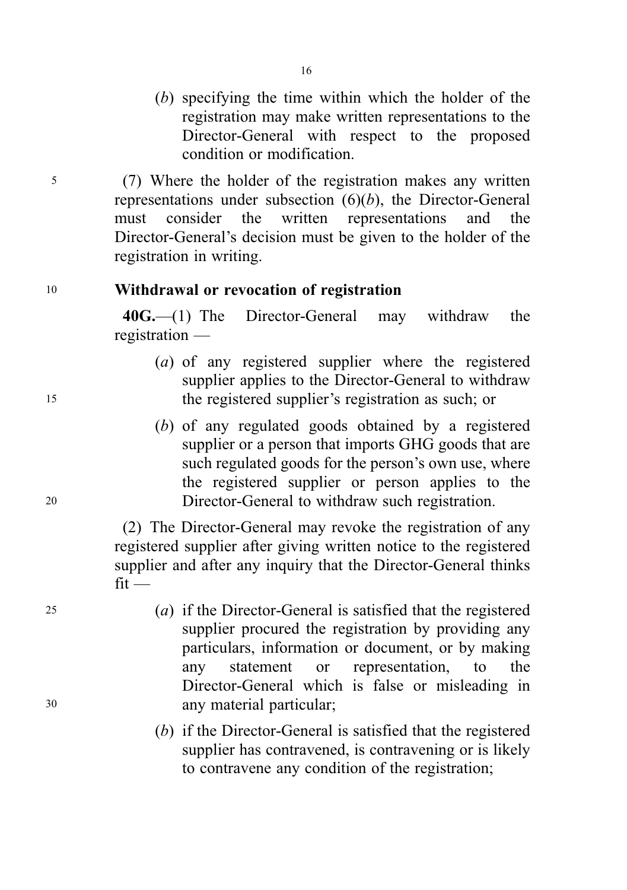(b) specifying the time within which the holder of the registration may make written representations to the Director-General with respect to the proposed condition or modification.

(7) Where the holder of the registration makes any written representations under subsection (6)(b), the Director-General must consider the written representations and the Director-General's decision must be given to the holder of the registration in writing.

**Withdrawal or revocation of registration**

**40G.**—(1) The Director-General may withdraw the registration —

(a) of any registered supplier where the registered supplier applies to the Director-General to withdraw the registered supplier's registration as such; or

(b) of any regulated goods obtained by a registered supplier or a person that imports GHG goods that are such regulated goods for the person's own use, where the registered supplier or person applies to the Director-General to withdraw such registration.

(2) The Director-General may revoke the registration of any registered supplier after giving written notice to the registered supplier and after any inquiry that the Director-General thinks fit —

(a) if the Director-General is satisfied that the registered supplier procured the registration by providing any particulars, information or document, or by making any statement or representation, to the Director-General which is false or misleading in any material particular;

(b) if the Director-General is satisfied that the registered supplier has contravened, is contravening or is likely to contravene any condition of the registration;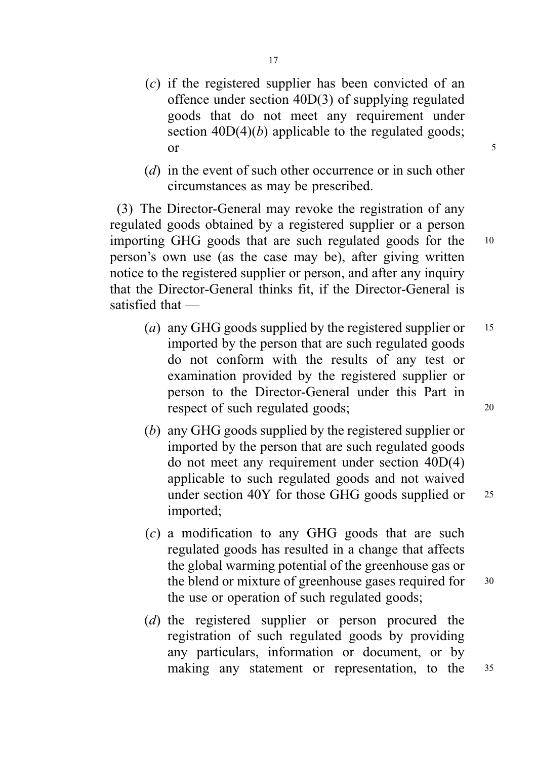(*c*) if the registered supplier has been convicted of an offence under section 40D(3) of supplying regulated goods that do not meet any requirement under section 40D(4)(*b*) applicable to the regulated goods; or

(*d*) in the event of such other occurrence or in such other circumstances as may be prescribed.

(3) The Director-General may revoke the registration of any regulated goods obtained by a registered supplier or a person importing GHG goods that are such regulated goods for the person's own use (as the case may be), after giving written notice to the registered supplier or person, and after any inquiry that the Director-General thinks fit, if the Director-General is satisfied that —

(*a*) any GHG goods supplied by the registered supplier or imported by the person that are such regulated goods do not conform with the results of any test or examination provided by the registered supplier or person to the Director-General under this Part in respect of such regulated goods;

(*b*) any GHG goods supplied by the registered supplier or imported by the person that are such regulated goods do not meet any requirement under section 40D(4) applicable to such regulated goods and not waived under section 40Y for those GHG goods supplied or imported;

(*c*) a modification to any GHG goods that are such regulated goods has resulted in a change that affects the global warming potential of the greenhouse gas or the blend or mixture of greenhouse gases required for the use or operation of such regulated goods;

(*d*) the registered supplier or person procured the registration of such regulated goods by providing any particulars, information or document, or by making any statement or representation, to the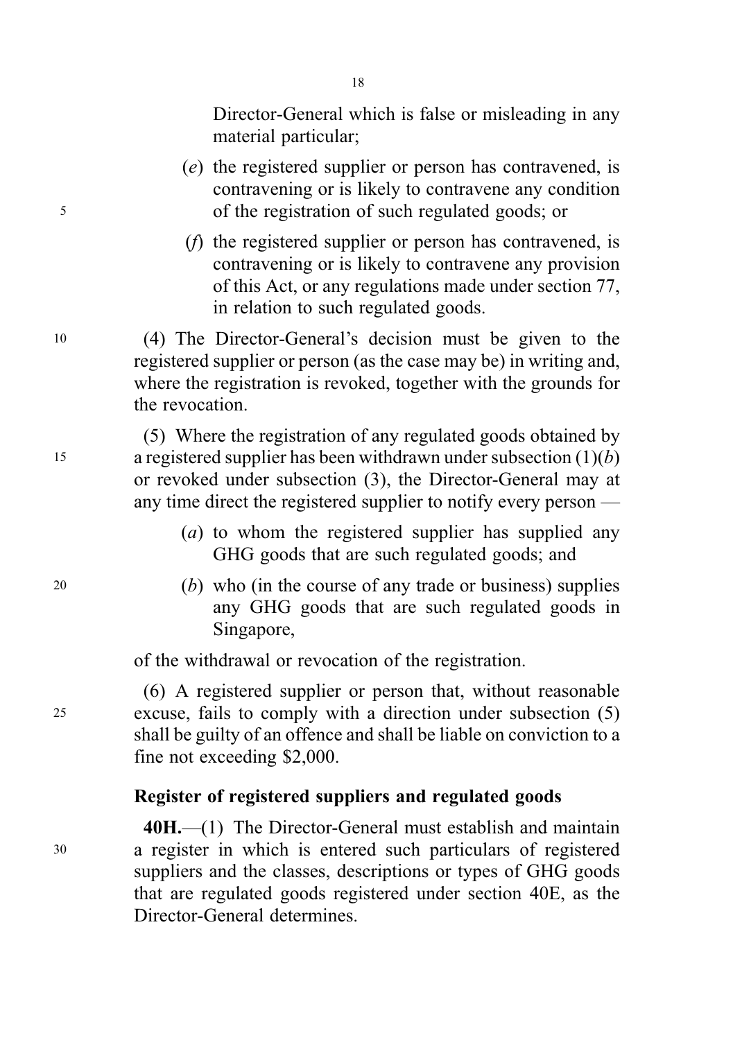Director-General which is false or misleading in any material particular;

(*e*) the registered supplier or person has contravened, is contravening or is likely to contravene any condition of the registration of such regulated goods; or

(*f*) the registered supplier or person has contravened, is contravening or is likely to contravene any provision of this Act, or any regulations made under section 77, in relation to such regulated goods.

(4) The Director-General's decision must be given to the registered supplier or person (as the case may be) in writing and, where the registration is revoked, together with the grounds for the revocation.

(5) Where the registration of any regulated goods obtained by a registered supplier has been withdrawn under subsection (1)(*b*) or revoked under subsection (3), the Director-General may at any time direct the registered supplier to notify every person —

(*a*) to whom the registered supplier has supplied any GHG goods that are such regulated goods; and

(*b*) who (in the course of any trade or business) supplies any GHG goods that are such regulated goods in Singapore,

of the withdrawal or revocation of the registration.

(6) A registered supplier or person that, without reasonable excuse, fails to comply with a direction under subsection (5) shall be guilty of an offence and shall be liable on conviction to a fine not exceeding $2,000.

**Register of registered suppliers and regulated goods**

**40H.**—(1) The Director-General must establish and maintain a register in which is entered such particulars of registered suppliers and the classes, descriptions or types of GHG goods that are regulated goods registered under section 40E, as the Director-General determines.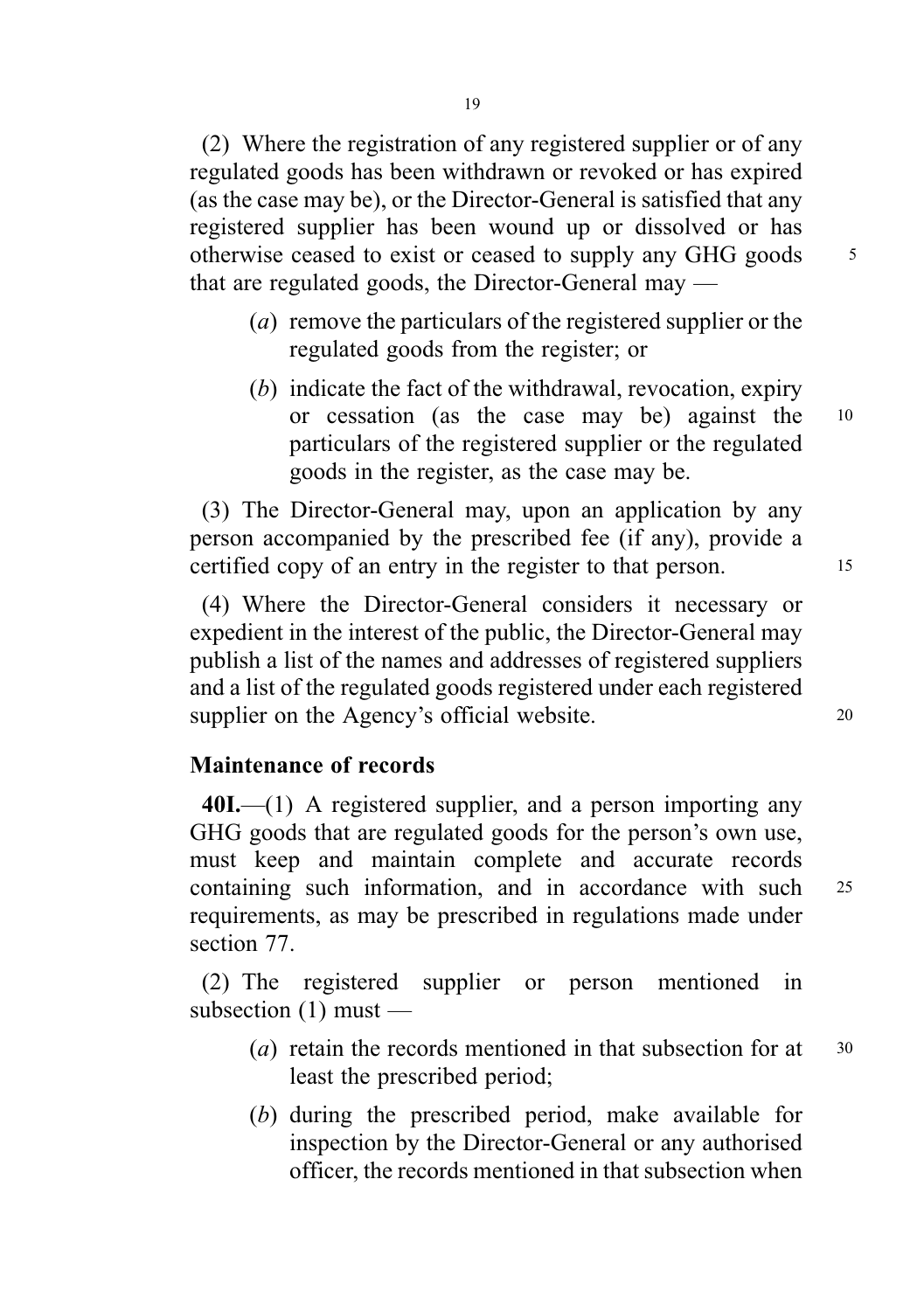(2) Where the registration of any registered supplier or of any regulated goods has been withdrawn or revoked or has expired (as the case may be), or the Director-General is satisfied that any registered supplier has been wound up or dissolved or has otherwise ceased to exist or ceased to supply any GHG goods that are regulated goods, the Director-General may —

(*a*) remove the particulars of the registered supplier or the regulated goods from the register; or

(*b*) indicate the fact of the withdrawal, revocation, expiry or cessation (as the case may be) against the particulars of the registered supplier or the regulated goods in the register, as the case may be.

(3) The Director-General may, upon an application by any person accompanied by the prescribed fee (if any), provide a certified copy of an entry in the register to that person.

(4) Where the Director-General considers it necessary or expedient in the interest of the public, the Director-General may publish a list of the names and addresses of registered suppliers and a list of the regulated goods registered under each registered supplier on the Agency's official website.

**Maintenance of records**

**40I.**—(1) A registered supplier, and a person importing any GHG goods that are regulated goods for the person's own use, must keep and maintain complete and accurate records containing such information, and in accordance with such requirements, as may be prescribed in regulations made under section 77.

(2) The registered supplier or person mentioned in subsection (1) must —

(*a*) retain the records mentioned in that subsection for at least the prescribed period;

(*b*) during the prescribed period, make available for inspection by the Director-General or any authorised officer, the records mentioned in that subsection when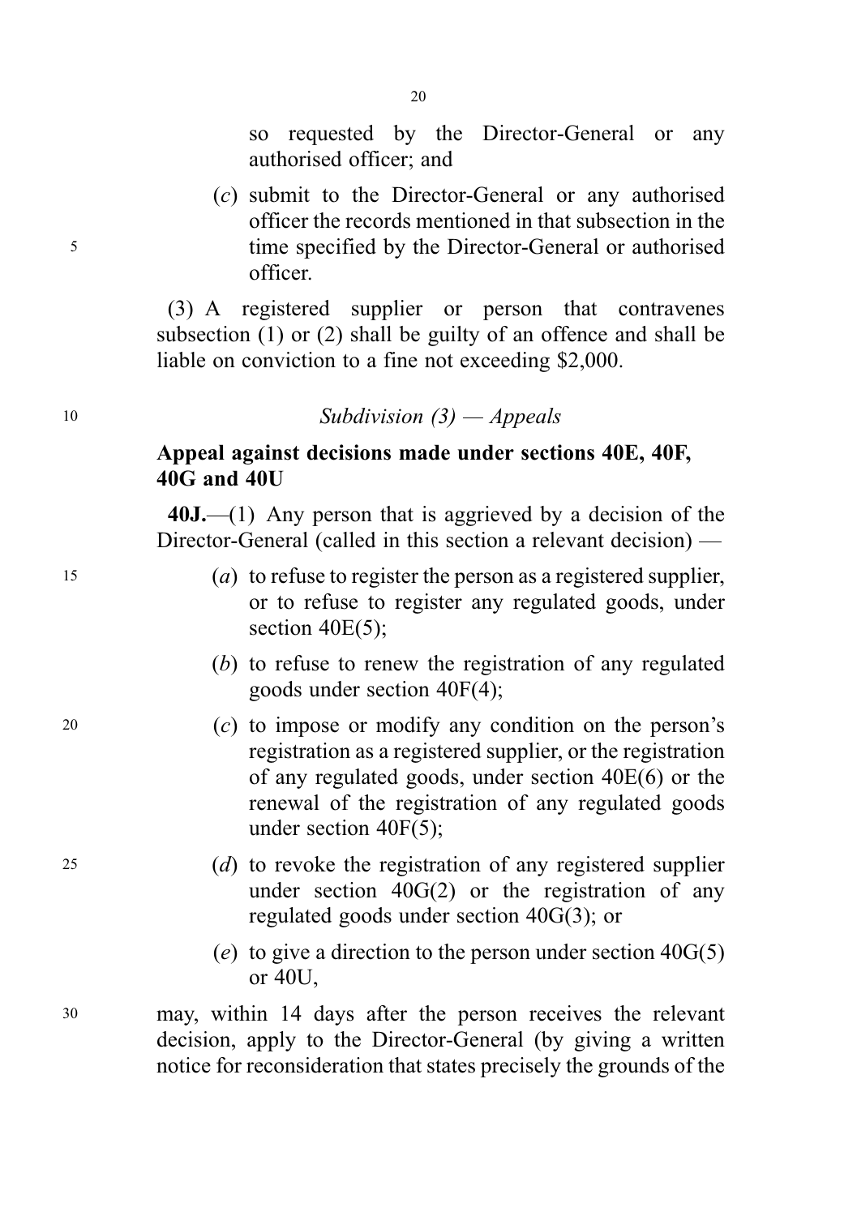so requested by the Director-General or any authorised officer; and

(*c*) submit to the Director-General or any authorised officer the records mentioned in that subsection in the time specified by the Director-General or authorised officer.

(3) A registered supplier or person that contravenes subsection (1) or (2) shall be guilty of an offence and shall be liable on conviction to a fine not exceeding $2,000.

*Subdivision (3) — Appeals*

**Appeal against decisions made under sections 40E, 40F, 40G and 40U**

**40J.**—(1) Any person that is aggrieved by a decision of the Director-General (called in this section a relevant decision) —

(*a*) to refuse to register the person as a registered supplier, or to refuse to register any regulated goods, under section 40E(5);

(*b*) to refuse to renew the registration of any regulated goods under section 40F(4);

(*c*) to impose or modify any condition on the person's registration as a registered supplier, or the registration of any regulated goods, under section 40E(6) or the renewal of the registration of any regulated goods under section 40F(5);

(*d*) to revoke the registration of any registered supplier under section 40G(2) or the registration of any regulated goods under section 40G(3); or

(*e*) to give a direction to the person under section 40G(5) or 40U,

may, within 14 days after the person receives the relevant decision, apply to the Director-General (by giving a written notice for reconsideration that states precisely the grounds of the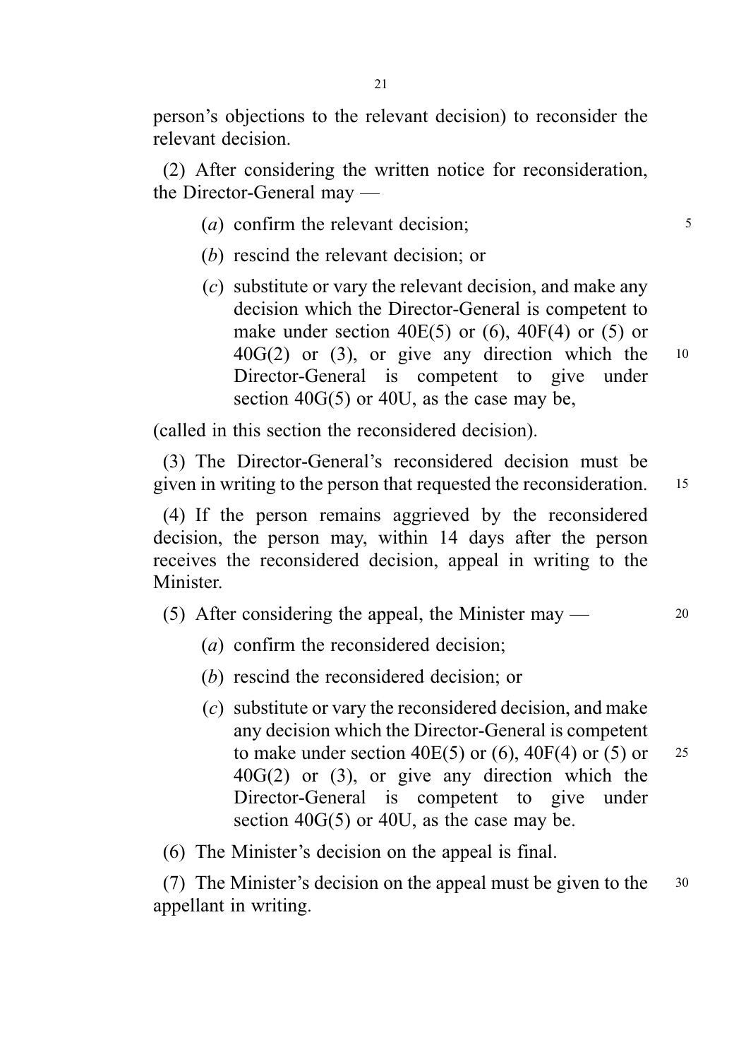person's objections to the relevant decision) to reconsider the relevant decision.

(2) After considering the written notice for reconsideration, the Director-General may —

(*a*) confirm the relevant decision;

(*b*) rescind the relevant decision; or

(*c*) substitute or vary the relevant decision, and make any decision which the Director-General is competent to make under section 40E(5) or (6), 40F(4) or (5) or 40G(2) or (3), or give any direction which the Director-General is competent to give under section 40G(5) or 40U, as the case may be,

(called in this section the reconsidered decision).

(3) The Director-General's reconsidered decision must be given in writing to the person that requested the reconsideration.

(4) If the person remains aggrieved by the reconsidered decision, the person may, within 14 days after the person receives the reconsidered decision, appeal in writing to the Minister.

(5) After considering the appeal, the Minister may —

(*a*) confirm the reconsidered decision;

(*b*) rescind the reconsidered decision; or

(*c*) substitute or vary the reconsidered decision, and make any decision which the Director-General is competent to make under section 40E(5) or (6), 40F(4) or (5) or 40G(2) or (3), or give any direction which the Director-General is competent to give under section 40G(5) or 40U, as the case may be.

(6) The Minister's decision on the appeal is final.

(7) The Minister's decision on the appeal must be given to the appellant in writing.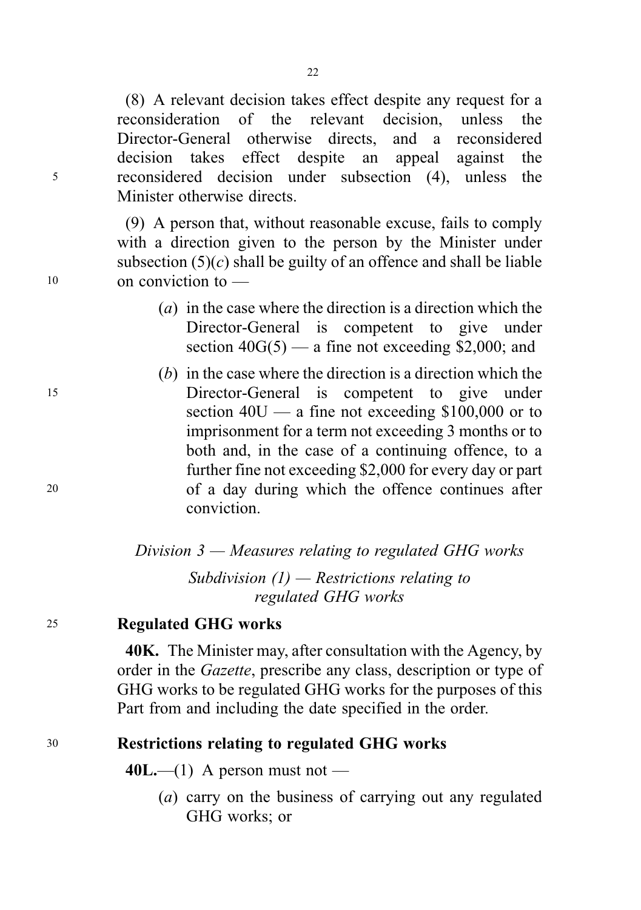(8) A relevant decision takes effect despite any request for a reconsideration of the relevant decision, unless the Director-General otherwise directs, and a reconsidered decision takes effect despite an appeal against the reconsidered decision under subsection (4), unless the Minister otherwise directs.

(9) A person that, without reasonable excuse, fails to comply with a direction given to the person by the Minister under subsection (5)(*c*) shall be guilty of an offence and shall be liable on conviction to —

(*a*) in the case where the direction is a direction which the Director-General is competent to give under section 40G(5) — a fine not exceeding $2,000; and

(*b*) in the case where the direction is a direction which the Director-General is competent to give under section 40U — a fine not exceeding $100,000 or to imprisonment for a term not exceeding 3 months or to both and, in the case of a continuing offence, to a further fine not exceeding $2,000 for every day or part of a day during which the offence continues after conviction.

*Division 3 — Measures relating to regulated GHG works*

*Subdivision (1) — Restrictions relating to regulated GHG works*

**Regulated GHG works**

**40K.** The Minister may, after consultation with the Agency, by order in the *Gazette*, prescribe any class, description or type of GHG works to be regulated GHG works for the purposes of this Part from and including the date specified in the order.

**Restrictions relating to regulated GHG works**

**40L.**—(1) A person must not —

(*a*) carry on the business of carrying out any regulated GHG works; or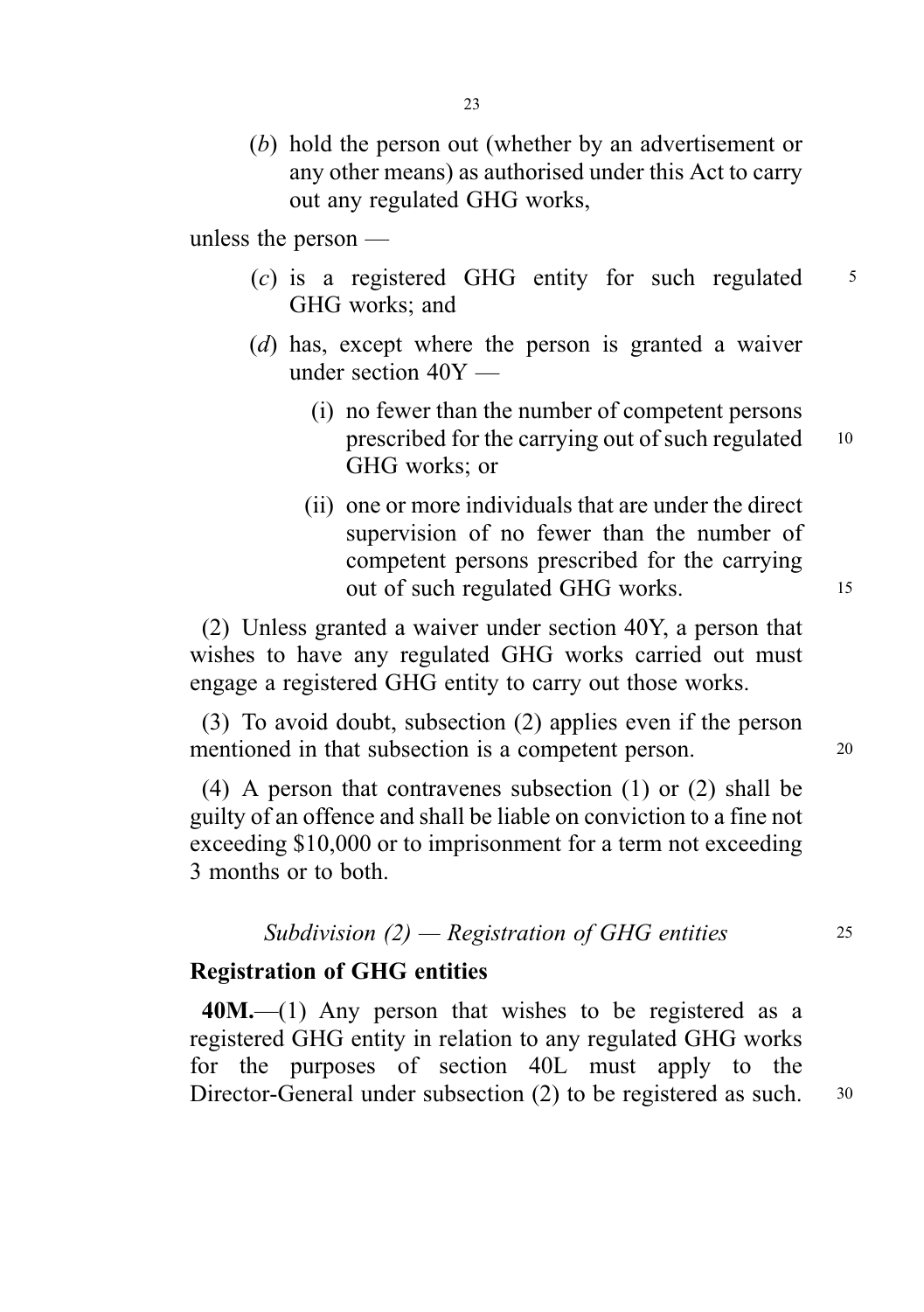(*b*) hold the person out (whether by an advertisement or any other means) as authorised under this Act to carry out any regulated GHG works,

unless the person —

(*c*) is a registered GHG entity for such regulated GHG works; and

(*d*) has, except where the person is granted a waiver under section 40Y —

(i) no fewer than the number of competent persons prescribed for the carrying out of such regulated GHG works; or

(ii) one or more individuals that are under the direct supervision of no fewer than the number of competent persons prescribed for the carrying out of such regulated GHG works.

(2) Unless granted a waiver under section 40Y, a person that wishes to have any regulated GHG works carried out must engage a registered GHG entity to carry out those works.

(3) To avoid doubt, subsection (2) applies even if the person mentioned in that subsection is a competent person.

(4) A person that contravenes subsection (1) or (2) shall be guilty of an offence and shall be liable on conviction to a fine not exceeding $10,000 or to imprisonment for a term not exceeding 3 months or to both.

*Subdivision (2) — Registration of GHG entities*

**Registration of GHG entities**

**40M.**—(1) Any person that wishes to be registered as a registered GHG entity in relation to any regulated GHG works for the purposes of section 40L must apply to the Director-General under subsection (2) to be registered as such.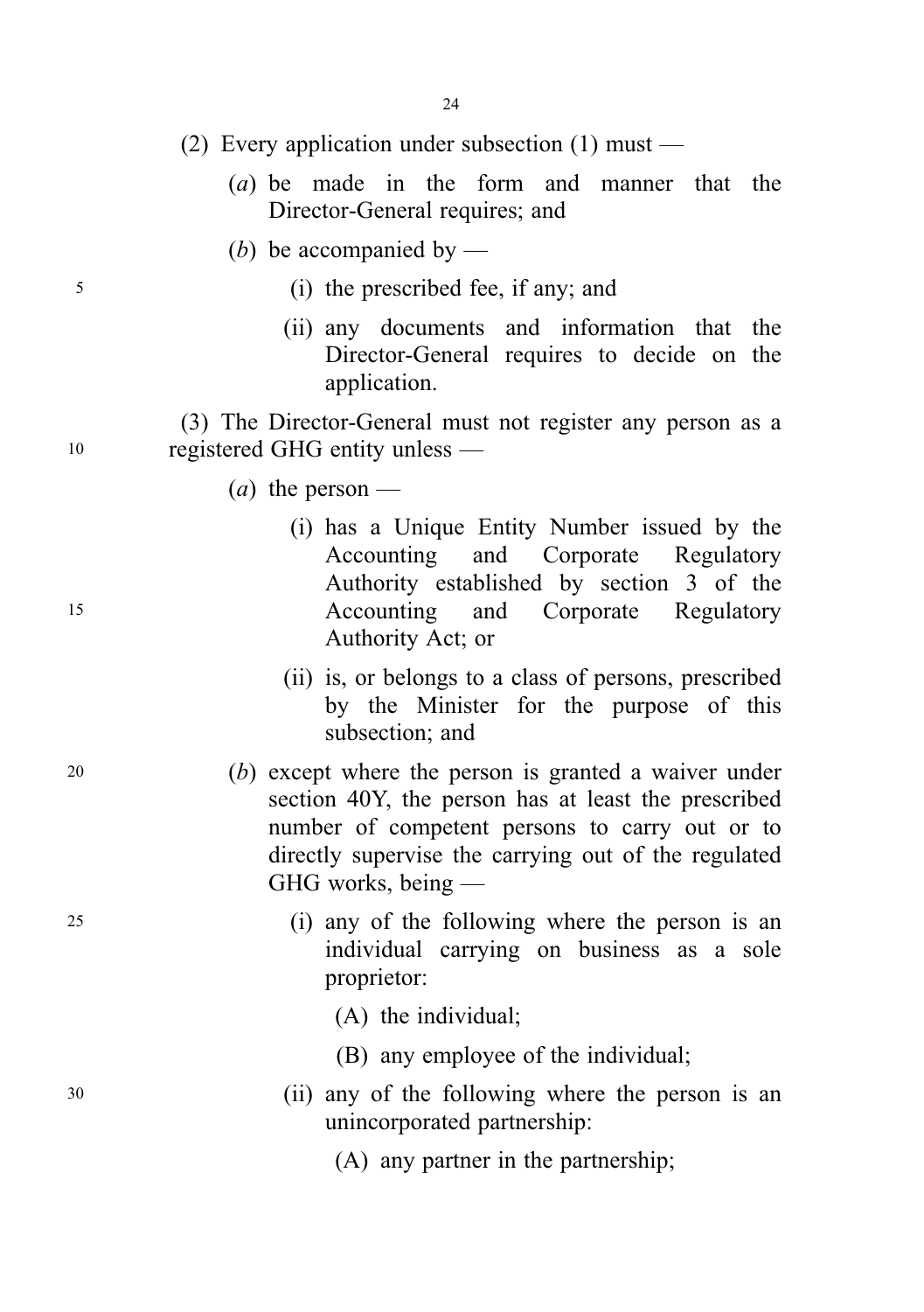(2) Every application under subsection (1) must —

(*a*) be made in the form and manner that the Director-General requires; and

(*b*) be accompanied by —

(i) the prescribed fee, if any; and

(ii) any documents and information that the Director-General requires to decide on the application.

(3) The Director-General must not register any person as a registered GHG entity unless —

(*a*) the person —

(i) has a Unique Entity Number issued by the Accounting and Corporate Regulatory Authority established by section 3 of the Accounting and Corporate Regulatory Authority Act; or

(ii) is, or belongs to a class of persons, prescribed by the Minister for the purpose of this subsection; and

(*b*) except where the person is granted a waiver under section 40Y, the person has at least the prescribed number of competent persons to carry out or to directly supervise the carrying out of the regulated GHG works, being —

(i) any of the following where the person is an individual carrying on business as a sole proprietor:

(A) the individual;

(B) any employee of the individual;

(ii) any of the following where the person is an unincorporated partnership:

(A) any partner in the partnership;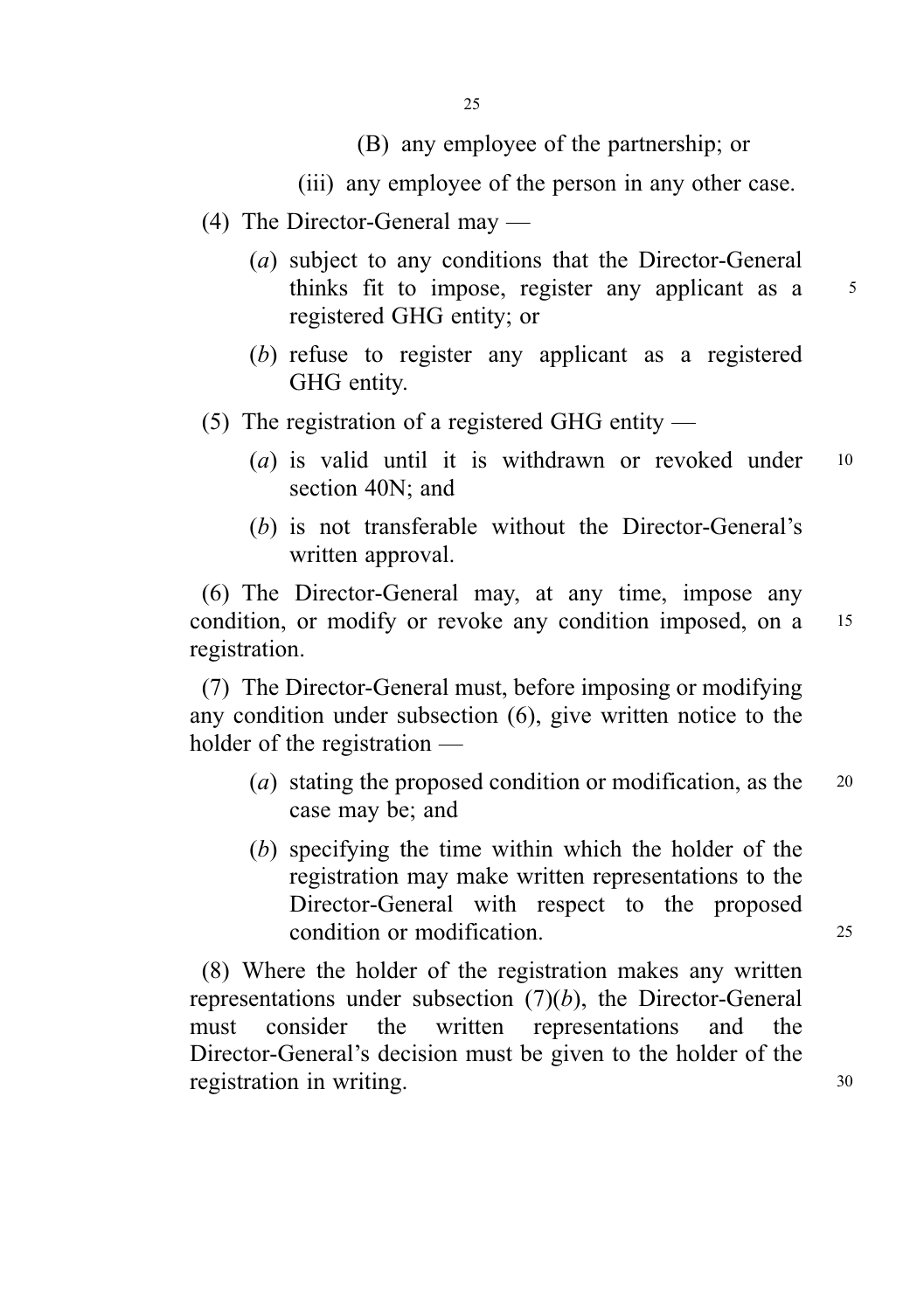(B) any employee of the partnership; or

(iii) any employee of the person in any other case.

(4) The Director-General may —

(*a*) subject to any conditions that the Director-General thinks fit to impose, register any applicant as a registered GHG entity; or

(*b*) refuse to register any applicant as a registered GHG entity.

(5) The registration of a registered GHG entity —

(*a*) is valid until it is withdrawn or revoked under section 40N; and

(*b*) is not transferable without the Director-General's written approval.

(6) The Director-General may, at any time, impose any condition, or modify or revoke any condition imposed, on a registration.

(7) The Director-General must, before imposing or modifying any condition under subsection (6), give written notice to the holder of the registration —

(*a*) stating the proposed condition or modification, as the case may be; and

(*b*) specifying the time within which the holder of the registration may make written representations to the Director-General with respect to the proposed condition or modification.

(8) Where the holder of the registration makes any written representations under subsection (7)(*b*), the Director-General must consider the written representations and the Director-General's decision must be given to the holder of the registration in writing.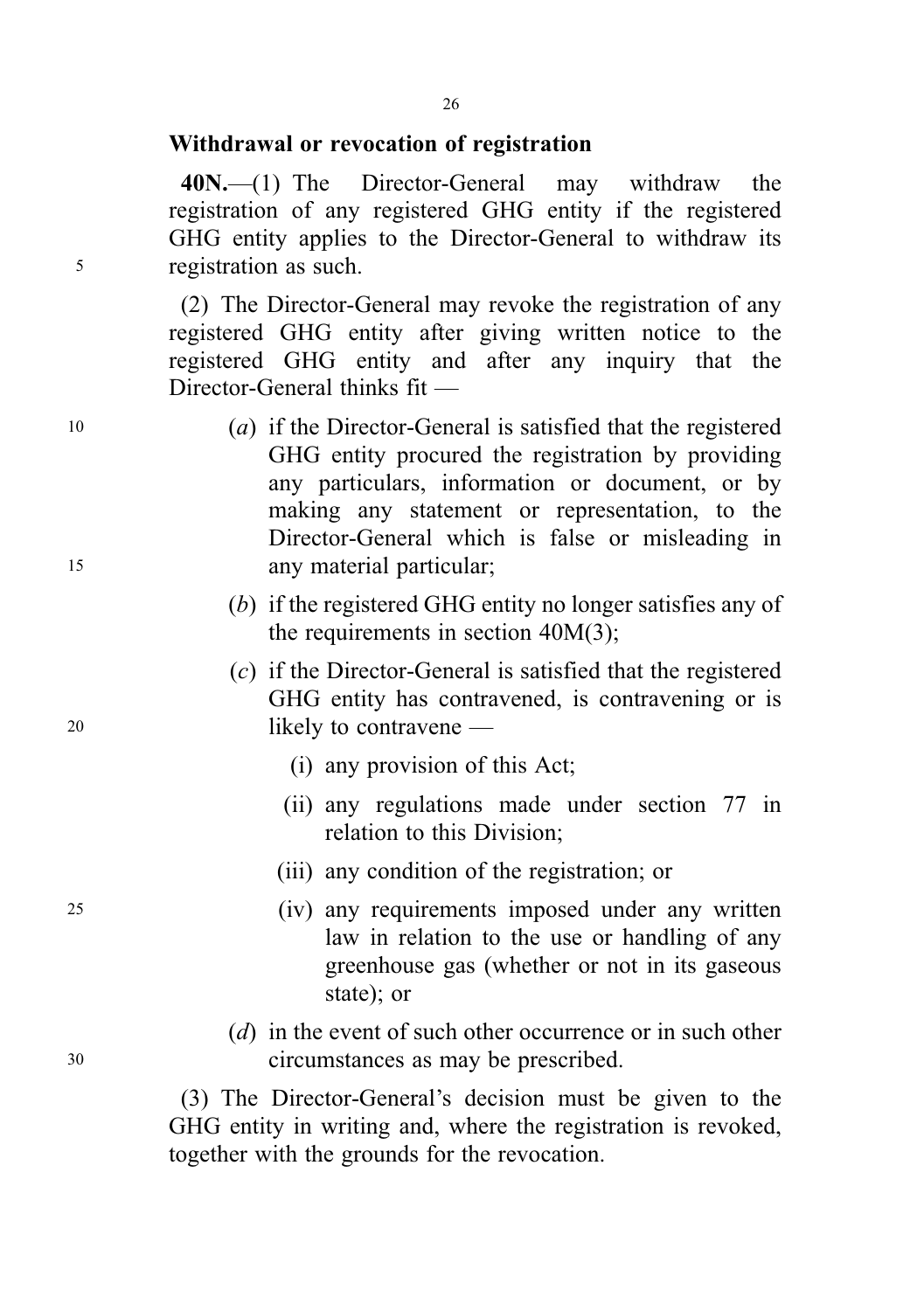## Withdrawal or revocation of registration

**40N.**—(1) The Director-General may withdraw the registration of any registered GHG entity if the registered GHG entity applies to the Director-General to withdraw its registration as such.

(2) The Director-General may revoke the registration of any registered GHG entity after giving written notice to the registered GHG entity and after any inquiry that the Director-General thinks fit —

(*a*) if the Director-General is satisfied that the registered GHG entity procured the registration by providing any particulars, information or document, or by making any statement or representation, to the Director-General which is false or misleading in any material particular;

(*b*) if the registered GHG entity no longer satisfies any of the requirements in section 40M(3);

(*c*) if the Director-General is satisfied that the registered GHG entity has contravened, is contravening or is likely to contravene —

(i) any provision of this Act;

(ii) any regulations made under section 77 in relation to this Division;

(iii) any condition of the registration; or

(iv) any requirements imposed under any written law in relation to the use or handling of any greenhouse gas (whether or not in its gaseous state); or

(*d*) in the event of such other occurrence or in such other circumstances as may be prescribed.

(3) The Director-General's decision must be given to the GHG entity in writing and, where the registration is revoked, together with the grounds for the revocation.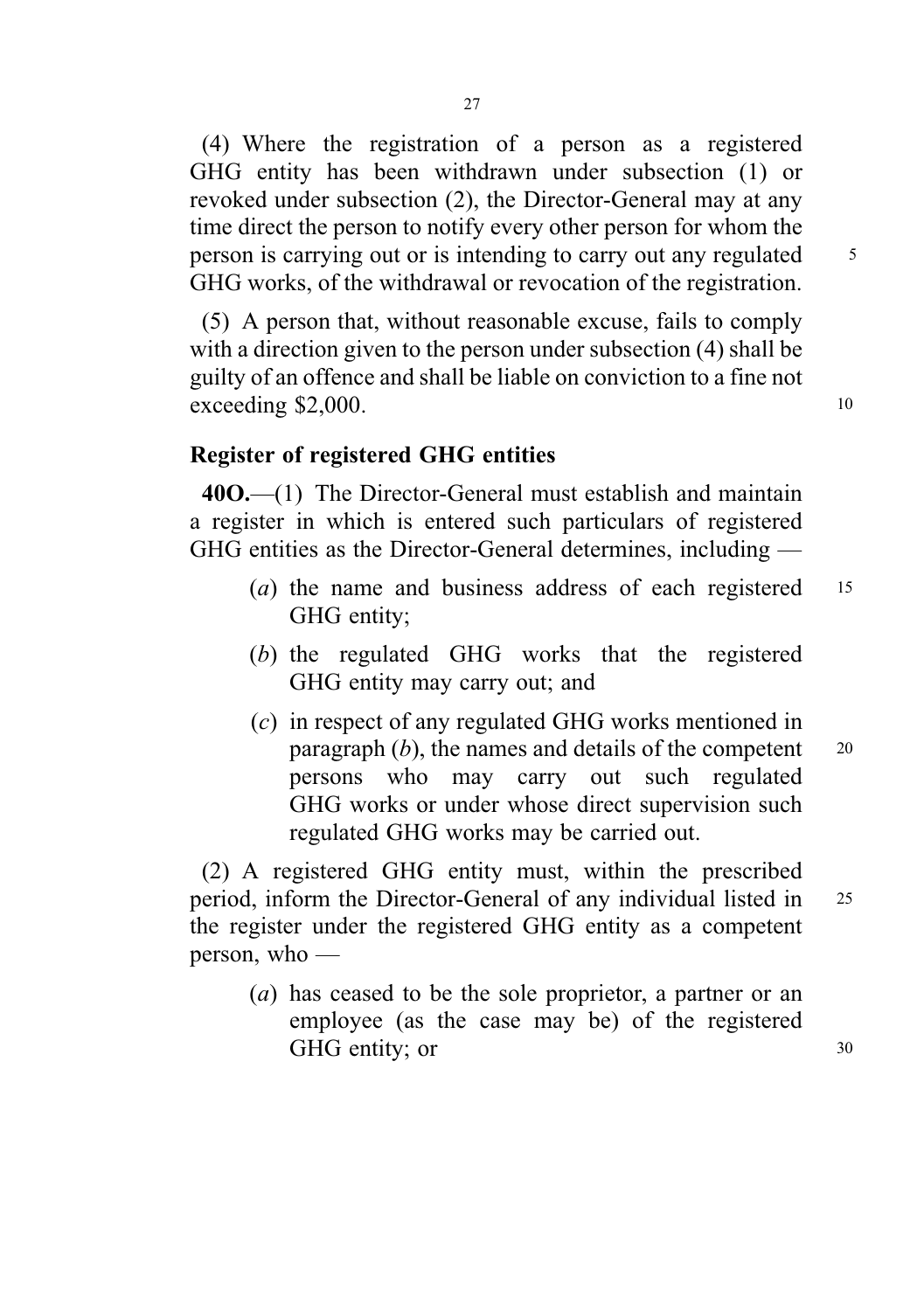(4) Where the registration of a person as a registered GHG entity has been withdrawn under subsection (1) or revoked under subsection (2), the Director-General may at any time direct the person to notify every other person for whom the person is carrying out or is intending to carry out any regulated GHG works, of the withdrawal or revocation of the registration.

(5) A person that, without reasonable excuse, fails to comply with a direction given to the person under subsection (4) shall be guilty of an offence and shall be liable on conviction to a fine not exceeding $2,000.

### Register of registered GHG entities

**40O.**—(1) The Director-General must establish and maintain a register in which is entered such particulars of registered GHG entities as the Director-General determines, including —

- (*a*) the name and business address of each registered GHG entity;
- (*b*) the regulated GHG works that the registered GHG entity may carry out; and
- (*c*) in respect of any regulated GHG works mentioned in paragraph (*b*), the names and details of the competent persons who may carry out such regulated GHG works or under whose direct supervision such regulated GHG works may be carried out.

(2) A registered GHG entity must, within the prescribed period, inform the Director-General of any individual listed in the register under the registered GHG entity as a competent person, who —

- (*a*) has ceased to be the sole proprietor, a partner or an employee (as the case may be) of the registered GHG entity; or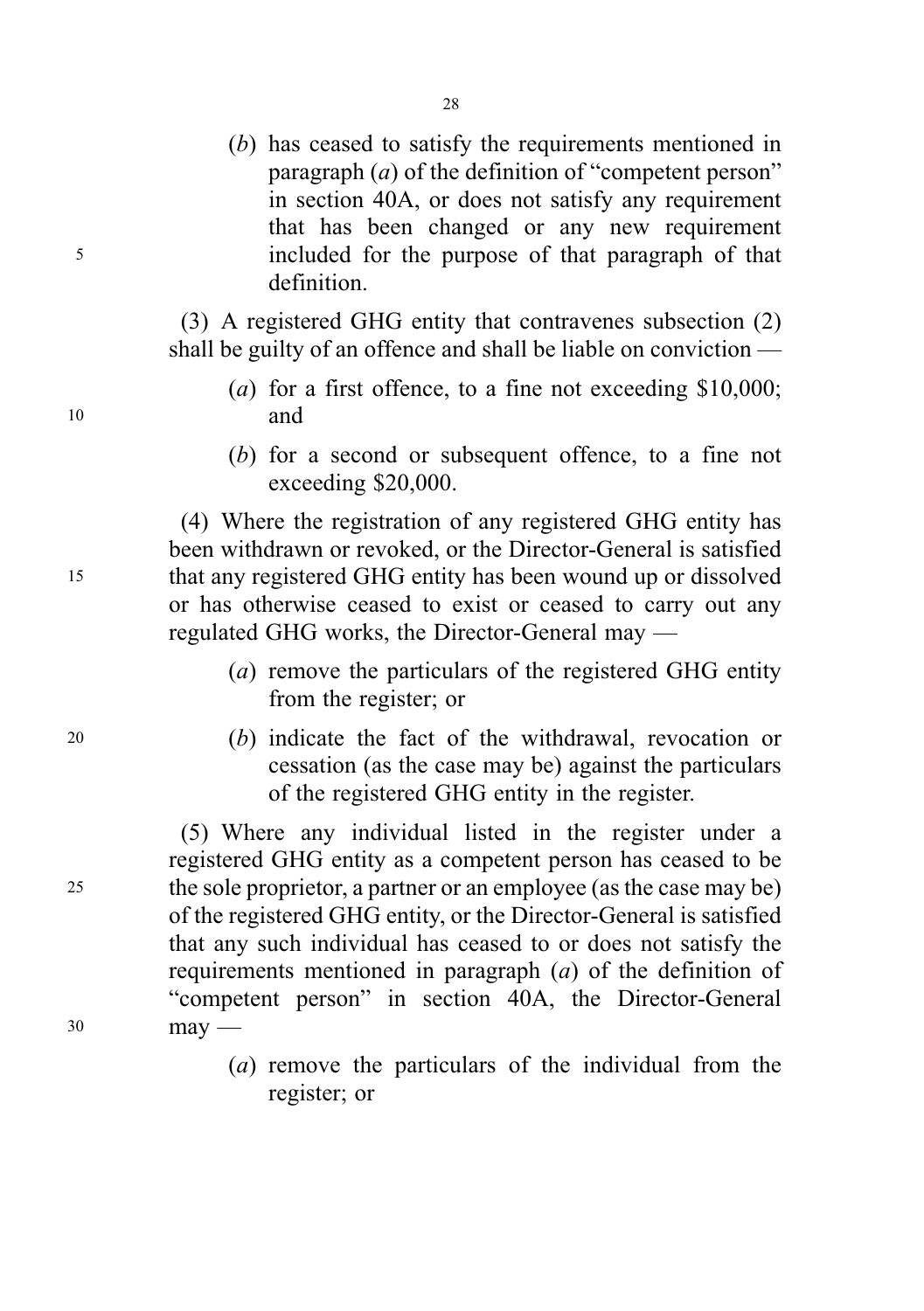(*b*) has ceased to satisfy the requirements mentioned in paragraph (*a*) of the definition of "competent person" in section 40A, or does not satisfy any requirement that has been changed or any new requirement included for the purpose of that paragraph of that definition.

(3) A registered GHG entity that contravenes subsection (2) shall be guilty of an offence and shall be liable on conviction —

(*a*) for a first offence, to a fine not exceeding $10,000; and

(*b*) for a second or subsequent offence, to a fine not exceeding $20,000.

(4) Where the registration of any registered GHG entity has been withdrawn or revoked, or the Director-General is satisfied that any registered GHG entity has been wound up or dissolved or has otherwise ceased to exist or ceased to carry out any regulated GHG works, the Director-General may —

(*a*) remove the particulars of the registered GHG entity from the register; or

(*b*) indicate the fact of the withdrawal, revocation or cessation (as the case may be) against the particulars of the registered GHG entity in the register.

(5) Where any individual listed in the register under a registered GHG entity as a competent person has ceased to be the sole proprietor, a partner or an employee (as the case may be) of the registered GHG entity, or the Director-General is satisfied that any such individual has ceased to or does not satisfy the requirements mentioned in paragraph (*a*) of the definition of "competent person" in section 40A, the Director-General may —

(*a*) remove the particulars of the individual from the register; or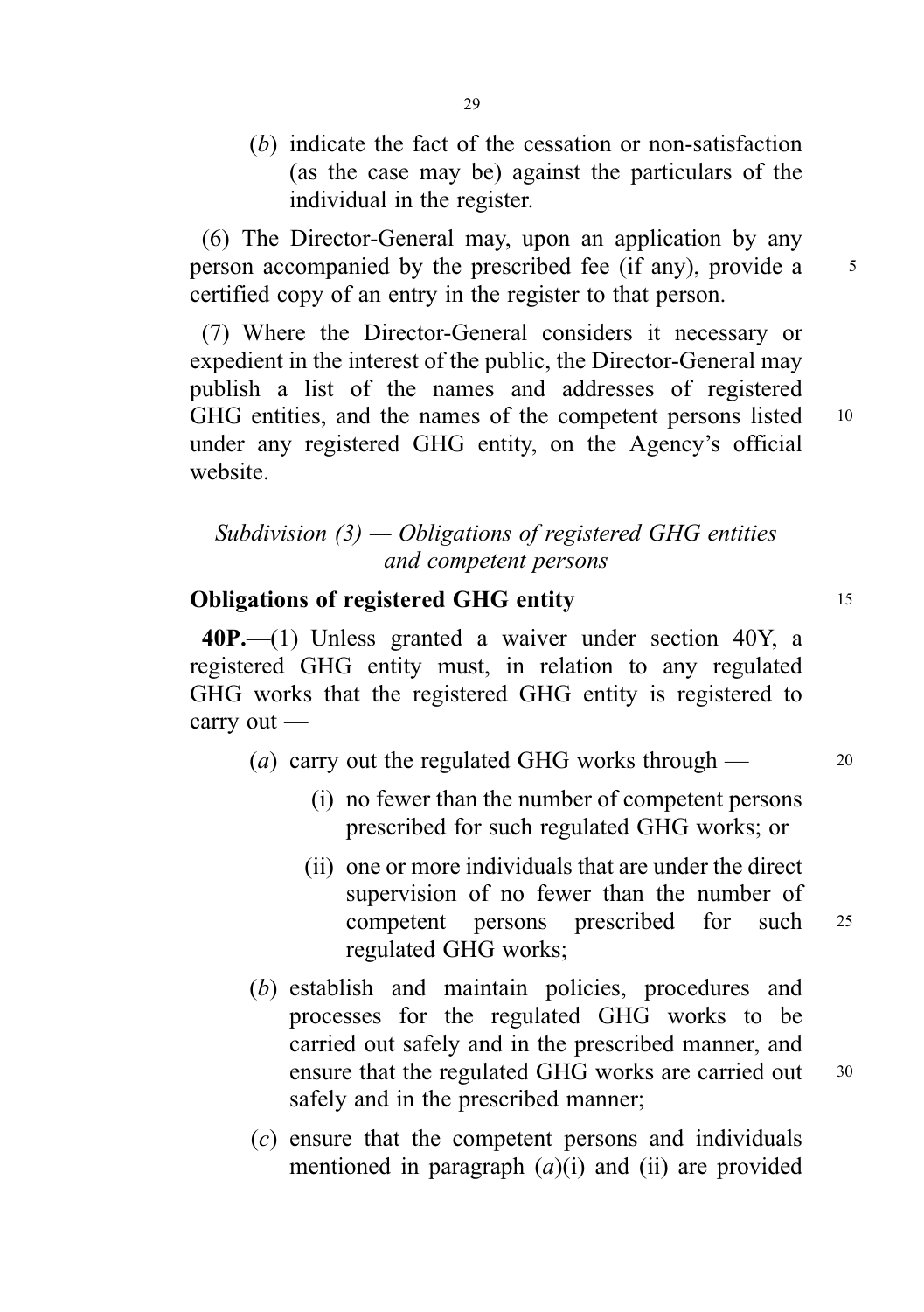(*b*) indicate the fact of the cessation or non-satisfaction (as the case may be) against the particulars of the individual in the register.

(6) The Director-General may, upon an application by any person accompanied by the prescribed fee (if any), provide a certified copy of an entry in the register to that person.

(7) Where the Director-General considers it necessary or expedient in the interest of the public, the Director-General may publish a list of the names and addresses of registered GHG entities, and the names of the competent persons listed under any registered GHG entity, on the Agency's official website.

*Subdivision (3) — Obligations of registered GHG entities and competent persons*

**Obligations of registered GHG entity**

**40P.**—(1) Unless granted a waiver under section 40Y, a registered GHG entity must, in relation to any regulated GHG works that the registered GHG entity is registered to carry out —

(*a*) carry out the regulated GHG works through —

(i) no fewer than the number of competent persons prescribed for such regulated GHG works; or

(ii) one or more individuals that are under the direct supervision of no fewer than the number of competent persons prescribed for such regulated GHG works;

(*b*) establish and maintain policies, procedures and processes for the regulated GHG works to be carried out safely and in the prescribed manner, and ensure that the regulated GHG works are carried out safely and in the prescribed manner;

(*c*) ensure that the competent persons and individuals mentioned in paragraph (*a*)(i) and (ii) are provided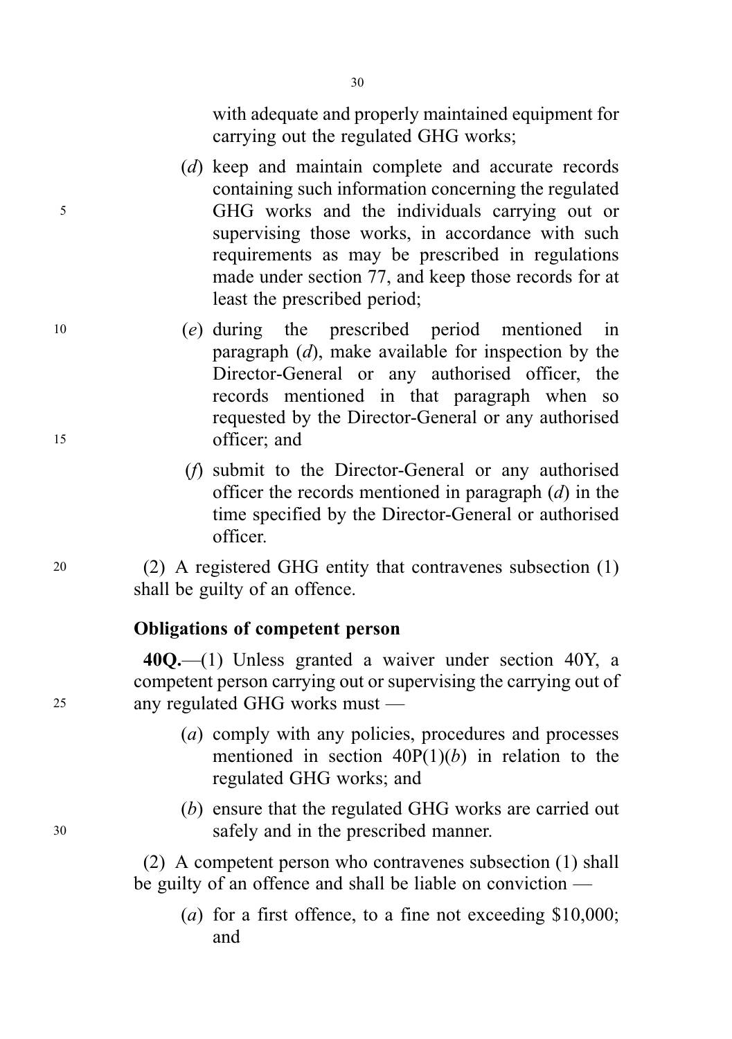with adequate and properly maintained equipment for carrying out the regulated GHG works;

(*d*) keep and maintain complete and accurate records containing such information concerning the regulated GHG works and the individuals carrying out or supervising those works, in accordance with such requirements as may be prescribed in regulations made under section 77, and keep those records for at least the prescribed period;

(*e*) during the prescribed period mentioned in paragraph (*d*), make available for inspection by the Director-General or any authorised officer, the records mentioned in that paragraph when so requested by the Director-General or any authorised officer; and

(*f*) submit to the Director-General or any authorised officer the records mentioned in paragraph (*d*) in the time specified by the Director-General or authorised officer.

(2) A registered GHG entity that contravenes subsection (1) shall be guilty of an offence.

**Obligations of competent person**

**40Q.**—(1) Unless granted a waiver under section 40Y, a competent person carrying out or supervising the carrying out of any regulated GHG works must —

(*a*) comply with any policies, procedures and processes mentioned in section 40P(1)(*b*) in relation to the regulated GHG works; and

(*b*) ensure that the regulated GHG works are carried out safely and in the prescribed manner.

(2) A competent person who contravenes subsection (1) shall be guilty of an offence and shall be liable on conviction —

(*a*) for a first offence, to a fine not exceeding $10,000; and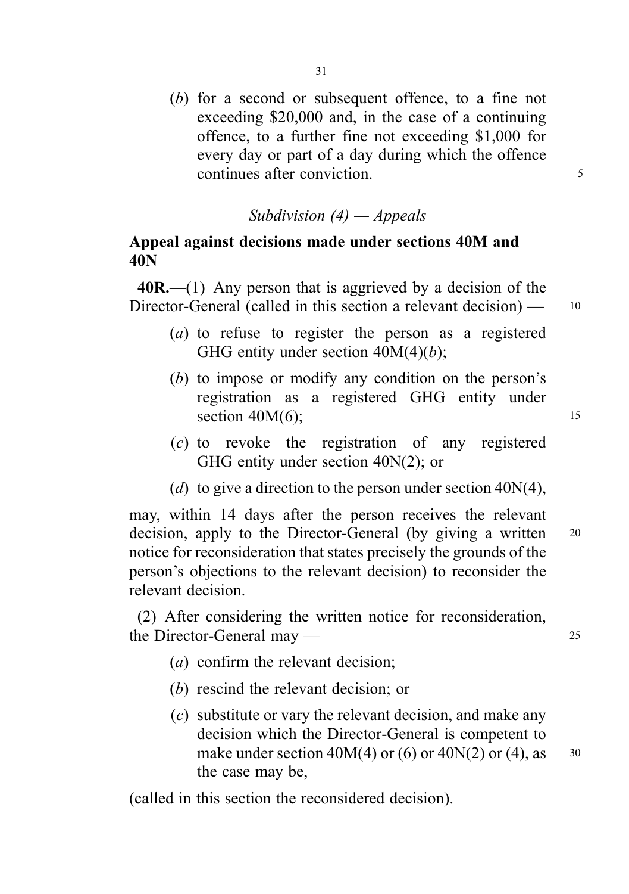(*b*) for a second or subsequent offence, to a fine not exceeding $20,000 and, in the case of a continuing offence, to a further fine not exceeding $1,000 for every day or part of a day during which the offence continues after conviction.

*Subdivision (4) — Appeals*

**Appeal against decisions made under sections 40M and 40N**

**40R.**—(1) Any person that is aggrieved by a decision of the Director-General (called in this section a relevant decision) —

(*a*) to refuse to register the person as a registered GHG entity under section 40M(4)(*b*);

(*b*) to impose or modify any condition on the person's registration as a registered GHG entity under section 40M(6);

(*c*) to revoke the registration of any registered GHG entity under section 40N(2); or

(*d*) to give a direction to the person under section 40N(4),

may, within 14 days after the person receives the relevant decision, apply to the Director-General (by giving a written notice for reconsideration that states precisely the grounds of the person's objections to the relevant decision) to reconsider the relevant decision.

(2) After considering the written notice for reconsideration, the Director-General may —

(*a*) confirm the relevant decision;

(*b*) rescind the relevant decision; or

(*c*) substitute or vary the relevant decision, and make any decision which the Director-General is competent to make under section 40M(4) or (6) or 40N(2) or (4), as the case may be,

(called in this section the reconsidered decision).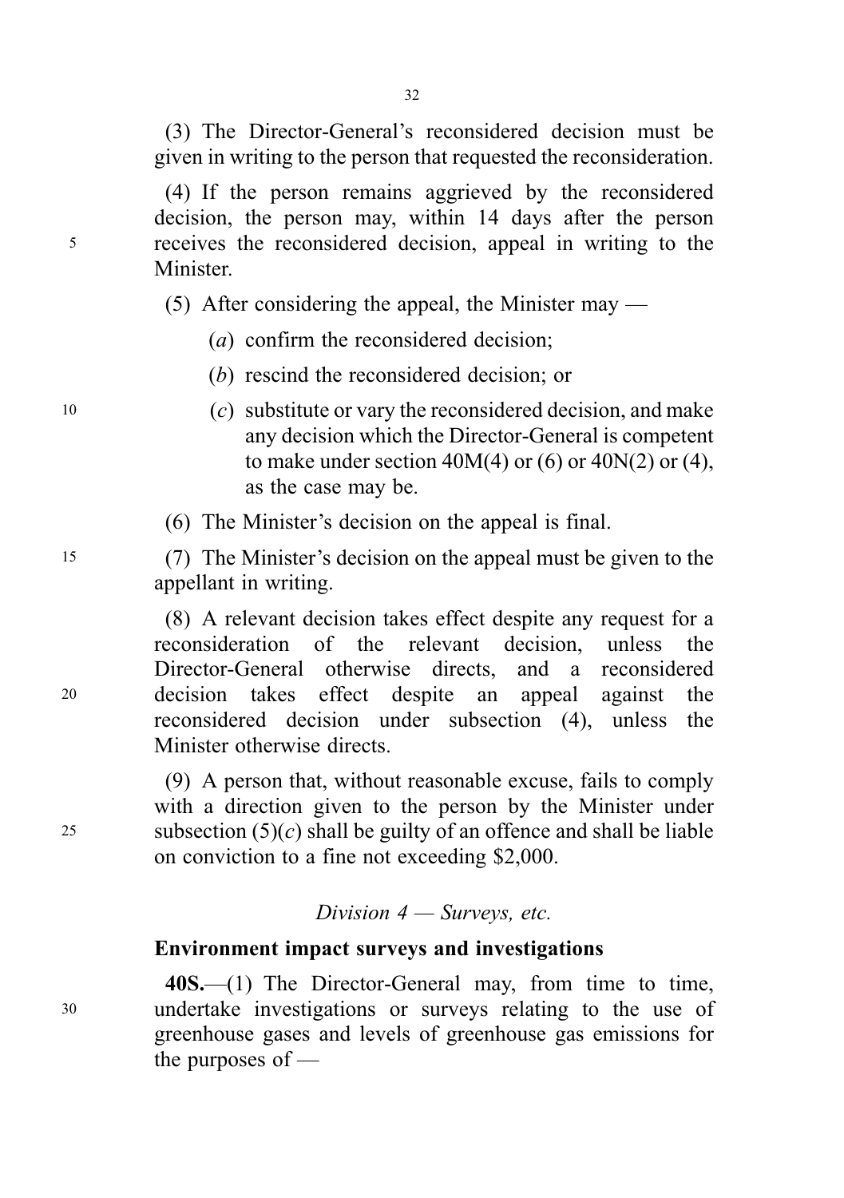(3) The Director-General's reconsidered decision must be given in writing to the person that requested the reconsideration.

(4) If the person remains aggrieved by the reconsidered decision, the person may, within 14 days after the person receives the reconsidered decision, appeal in writing to the Minister.

(5) After considering the appeal, the Minister may —

(*a*) confirm the reconsidered decision;

(*b*) rescind the reconsidered decision; or

(*c*) substitute or vary the reconsidered decision, and make any decision which the Director-General is competent to make under section 40M(4) or (6) or 40N(2) or (4), as the case may be.

(6) The Minister's decision on the appeal is final.

(7) The Minister's decision on the appeal must be given to the appellant in writing.

(8) A relevant decision takes effect despite any request for a reconsideration of the relevant decision, unless the Director-General otherwise directs, and a reconsidered decision takes effect despite an appeal against the reconsidered decision under subsection (4), unless the Minister otherwise directs.

(9) A person that, without reasonable excuse, fails to comply with a direction given to the person by the Minister under subsection (5)(*c*) shall be guilty of an offence and shall be liable on conviction to a fine not exceeding $2,000.

*Division 4 — Surveys, etc.*

**Environment impact surveys and investigations**

**40S.**—(1) The Director-General may, from time to time, undertake investigations or surveys relating to the use of greenhouse gases and levels of greenhouse gas emissions for the purposes of —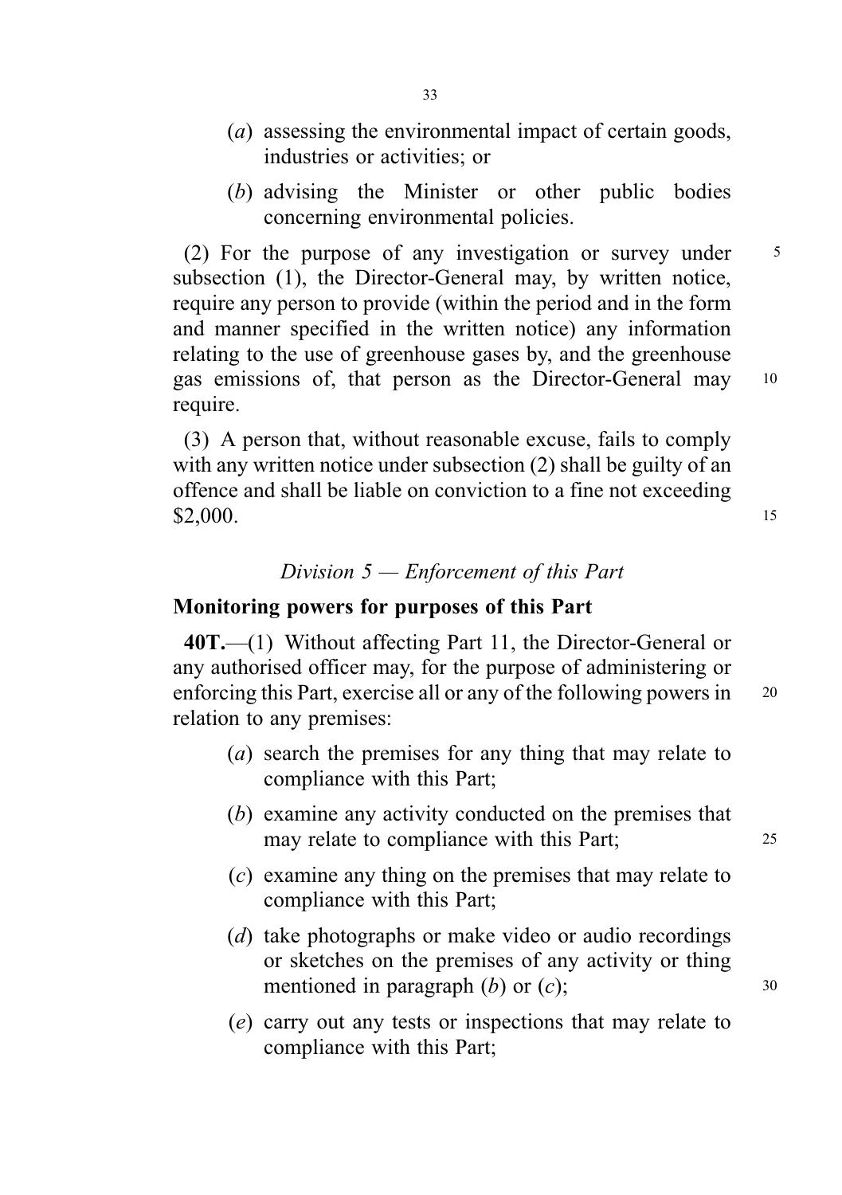(*a*) assessing the environmental impact of certain goods, industries or activities; or

(*b*) advising the Minister or other public bodies concerning environmental policies.

(2) For the purpose of any investigation or survey under subsection (1), the Director-General may, by written notice, require any person to provide (within the period and in the form and manner specified in the written notice) any information relating to the use of greenhouse gases by, and the greenhouse gas emissions of, that person as the Director-General may require.

(3) A person that, without reasonable excuse, fails to comply with any written notice under subsection (2) shall be guilty of an offence and shall be liable on conviction to a fine not exceeding $2,000.

*Division 5 — Enforcement of this Part*

**Monitoring powers for purposes of this Part**

**40T.**—(1) Without affecting Part 11, the Director-General or any authorised officer may, for the purpose of administering or enforcing this Part, exercise all or any of the following powers in relation to any premises:

(*a*) search the premises for any thing that may relate to compliance with this Part;

(*b*) examine any activity conducted on the premises that may relate to compliance with this Part;

(*c*) examine any thing on the premises that may relate to compliance with this Part;

(*d*) take photographs or make video or audio recordings or sketches on the premises of any activity or thing mentioned in paragraph (*b*) or (*c*);

(*e*) carry out any tests or inspections that may relate to compliance with this Part;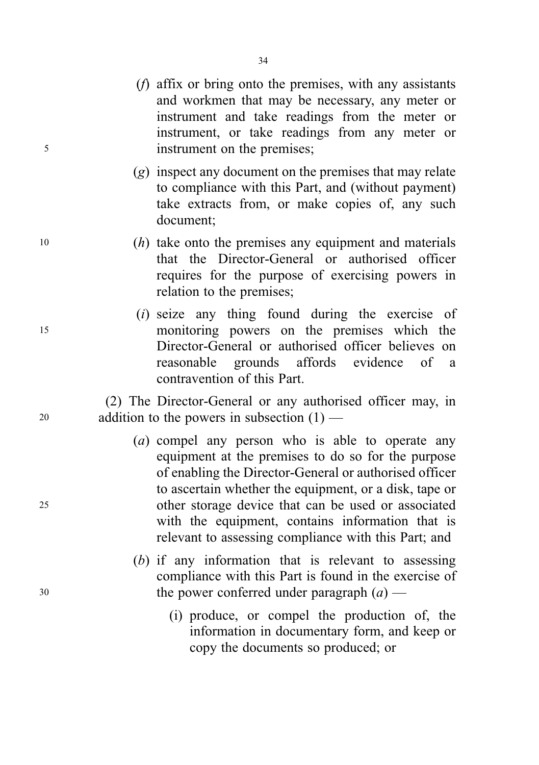(*f*) affix or bring onto the premises, with any assistants and workmen that may be necessary, any meter or instrument and take readings from the meter or instrument, or take readings from any meter or instrument on the premises;

(*g*) inspect any document on the premises that may relate to compliance with this Part, and (without payment) take extracts from, or make copies of, any such document;

(*h*) take onto the premises any equipment and materials that the Director-General or authorised officer requires for the purpose of exercising powers in relation to the premises;

(*i*) seize any thing found during the exercise of monitoring powers on the premises which the Director-General or authorised officer believes on reasonable grounds affords evidence of a contravention of this Part.

(2) The Director-General or any authorised officer may, in addition to the powers in subsection (1) —

(*a*) compel any person who is able to operate any equipment at the premises to do so for the purpose of enabling the Director-General or authorised officer to ascertain whether the equipment, or a disk, tape or other storage device that can be used or associated with the equipment, contains information that is relevant to assessing compliance with this Part; and

(*b*) if any information that is relevant to assessing compliance with this Part is found in the exercise of the power conferred under paragraph (*a*) —

(i) produce, or compel the production of, the information in documentary form, and keep or copy the documents so produced; or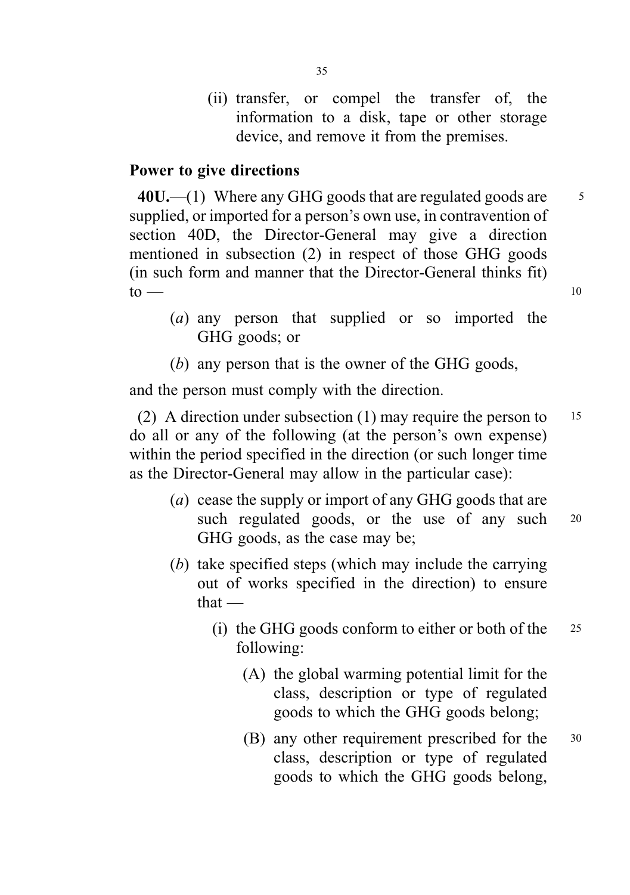(ii) transfer, or compel the transfer of, the information to a disk, tape or other storage device, and remove it from the premises.

**Power to give directions**

**40U.**—(1) Where any GHG goods that are regulated goods are supplied, or imported for a person's own use, in contravention of section 40D, the Director-General may give a direction mentioned in subsection (2) in respect of those GHG goods (in such form and manner that the Director-General thinks fit) to —

(*a*) any person that supplied or so imported the GHG goods; or

(*b*) any person that is the owner of the GHG goods,

and the person must comply with the direction.

(2) A direction under subsection (1) may require the person to do all or any of the following (at the person's own expense) within the period specified in the direction (or such longer time as the Director-General may allow in the particular case):

(*a*) cease the supply or import of any GHG goods that are such regulated goods, or the use of any such GHG goods, as the case may be;

(*b*) take specified steps (which may include the carrying out of works specified in the direction) to ensure that —

(i) the GHG goods conform to either or both of the following:

(A) the global warming potential limit for the class, description or type of regulated goods to which the GHG goods belong;

(B) any other requirement prescribed for the class, description or type of regulated goods to which the GHG goods belong,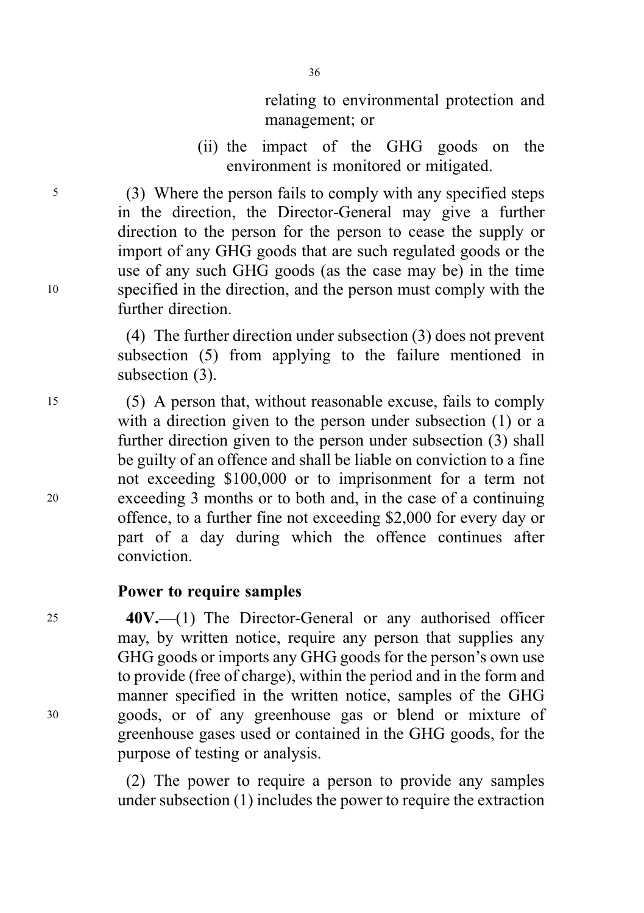relating to environmental protection and management; or

(ii) the impact of the GHG goods on the environment is monitored or mitigated.

(3) Where the person fails to comply with any specified steps in the direction, the Director-General may give a further direction to the person for the person to cease the supply or import of any GHG goods that are such regulated goods or the use of any such GHG goods (as the case may be) in the time specified in the direction, and the person must comply with the further direction.

(4) The further direction under subsection (3) does not prevent subsection (5) from applying to the failure mentioned in subsection (3).

(5) A person that, without reasonable excuse, fails to comply with a direction given to the person under subsection (1) or a further direction given to the person under subsection (3) shall be guilty of an offence and shall be liable on conviction to a fine not exceeding $100,000 or to imprisonment for a term not exceeding 3 months or to both and, in the case of a continuing offence, to a further fine not exceeding $2,000 for every day or part of a day during which the offence continues after conviction.

**Power to require samples**

**40V.**—(1) The Director-General or any authorised officer may, by written notice, require any person that supplies any GHG goods or imports any GHG goods for the person's own use to provide (free of charge), within the period and in the form and manner specified in the written notice, samples of the GHG goods, or of any greenhouse gas or blend or mixture of greenhouse gases used or contained in the GHG goods, for the purpose of testing or analysis.

(2) The power to require a person to provide any samples under subsection (1) includes the power to require the extraction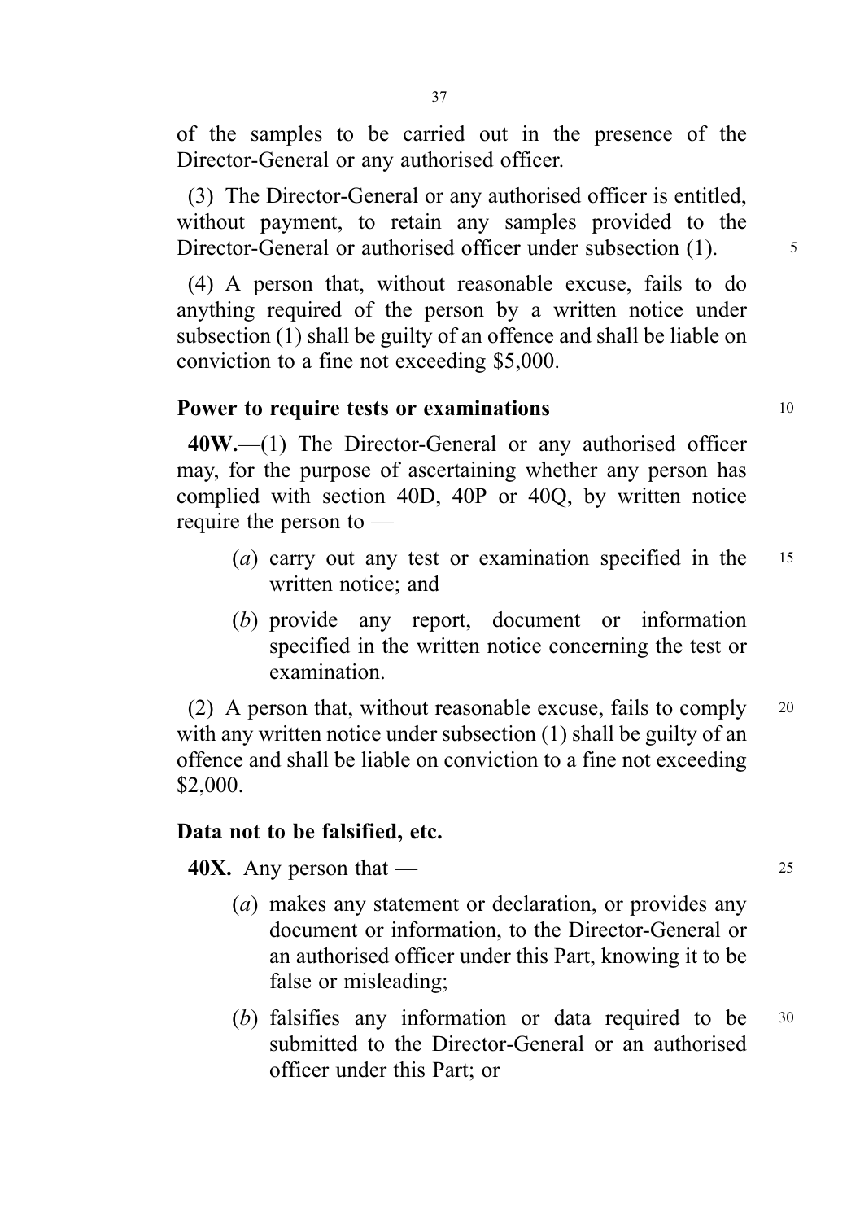of the samples to be carried out in the presence of the Director-General or any authorised officer.

(3) The Director-General or any authorised officer is entitled, without payment, to retain any samples provided to the Director-General or authorised officer under subsection (1).

(4) A person that, without reasonable excuse, fails to do anything required of the person by a written notice under subsection (1) shall be guilty of an offence and shall be liable on conviction to a fine not exceeding $5,000.

**Power to require tests or examinations**

**40W.**—(1) The Director-General or any authorised officer may, for the purpose of ascertaining whether any person has complied with section 40D, 40P or 40Q, by written notice require the person to —

(*a*) carry out any test or examination specified in the written notice; and

(*b*) provide any report, document or information specified in the written notice concerning the test or examination.

(2) A person that, without reasonable excuse, fails to comply with any written notice under subsection (1) shall be guilty of an offence and shall be liable on conviction to a fine not exceeding $2,000.

**Data not to be falsified, etc.**

**40X.** Any person that —

(*a*) makes any statement or declaration, or provides any document or information, to the Director-General or an authorised officer under this Part, knowing it to be false or misleading;

(*b*) falsifies any information or data required to be submitted to the Director-General or an authorised officer under this Part; or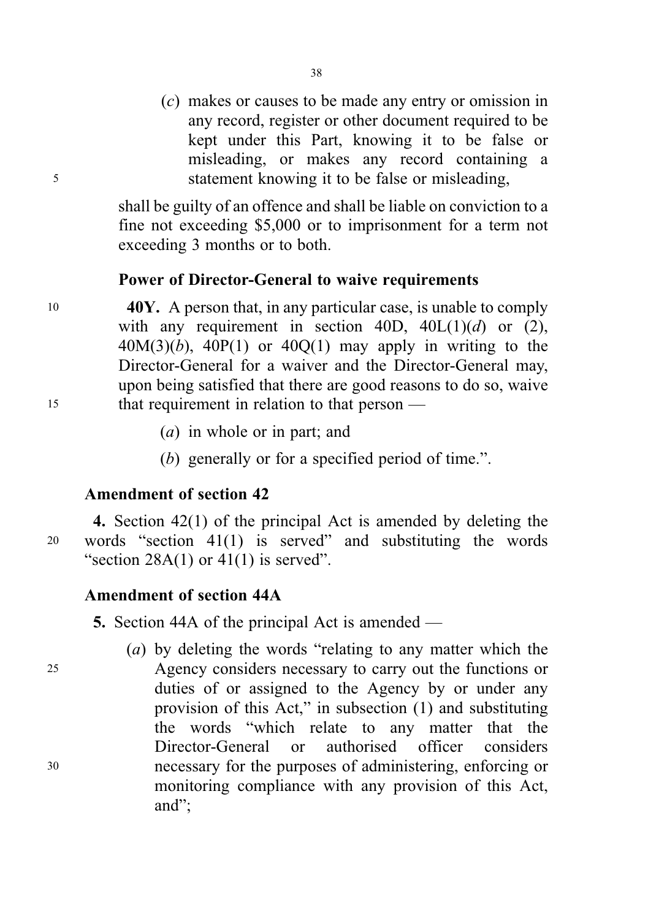(*c*) makes or causes to be made any entry or omission in any record, register or other document required to be kept under this Part, knowing it to be false or misleading, or makes any record containing a statement knowing it to be false or misleading,

shall be guilty of an offence and shall be liable on conviction to a fine not exceeding $5,000 or to imprisonment for a term not exceeding 3 months or to both.

**Power of Director-General to waive requirements**

**40Y.** A person that, in any particular case, is unable to comply with any requirement in section 40D, 40L(1)(*d*) or (2), 40M(3)(*b*), 40P(1) or 40Q(1) may apply in writing to the Director-General for a waiver and the Director-General may, upon being satisfied that there are good reasons to do so, waive that requirement in relation to that person —

(*a*) in whole or in part; and

(*b*) generally or for a specified period of time.".

## Amendment of section 42

**4.** Section 42(1) of the principal Act is amended by deleting the words "section 41(1) is served" and substituting the words "section 28A(1) or 41(1) is served".

## Amendment of section 44A

**5.** Section 44A of the principal Act is amended —

(*a*) by deleting the words "relating to any matter which the Agency considers necessary to carry out the functions or duties of or assigned to the Agency by or under any provision of this Act," in subsection (1) and substituting the words "which relate to any matter that the Director-General or authorised officer considers necessary for the purposes of administering, enforcing or monitoring compliance with any provision of this Act, and";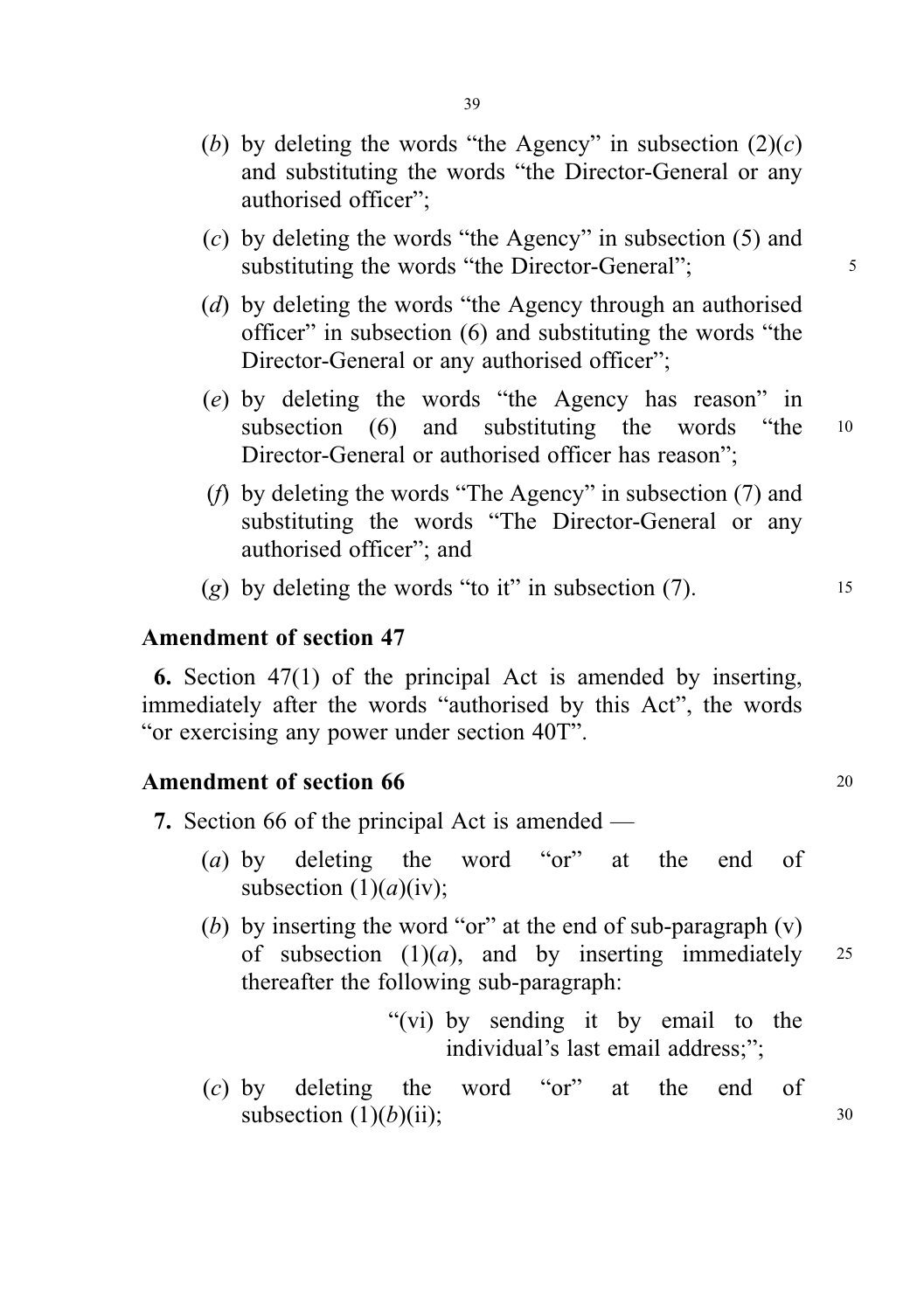(*b*) by deleting the words "the Agency" in subsection (2)(*c*) and substituting the words "the Director-General or any authorised officer";

(*c*) by deleting the words "the Agency" in subsection (5) and substituting the words "the Director-General";

(*d*) by deleting the words "the Agency through an authorised officer" in subsection (6) and substituting the words "the Director-General or any authorised officer";

(*e*) by deleting the words "the Agency has reason" in subsection (6) and substituting the words "the Director-General or authorised officer has reason";

(*f*) by deleting the words "The Agency" in subsection (7) and substituting the words "The Director-General or any authorised officer"; and

(*g*) by deleting the words "to it" in subsection (7).

**Amendment of section 47**

**6.** Section 47(1) of the principal Act is amended by inserting, immediately after the words "authorised by this Act", the words "or exercising any power under section 40T".

**Amendment of section 66**

**7.** Section 66 of the principal Act is amended —

(*a*) by deleting the word "or" at the end of subsection (1)(*a*)(iv);

(*b*) by inserting the word "or" at the end of sub-paragraph (v) of subsection (1)(*a*), and by inserting immediately thereafter the following sub-paragraph:

"(vi) by sending it by email to the individual's last email address;";

(*c*) by deleting the word "or" at the end of subsection (1)(*b*)(ii);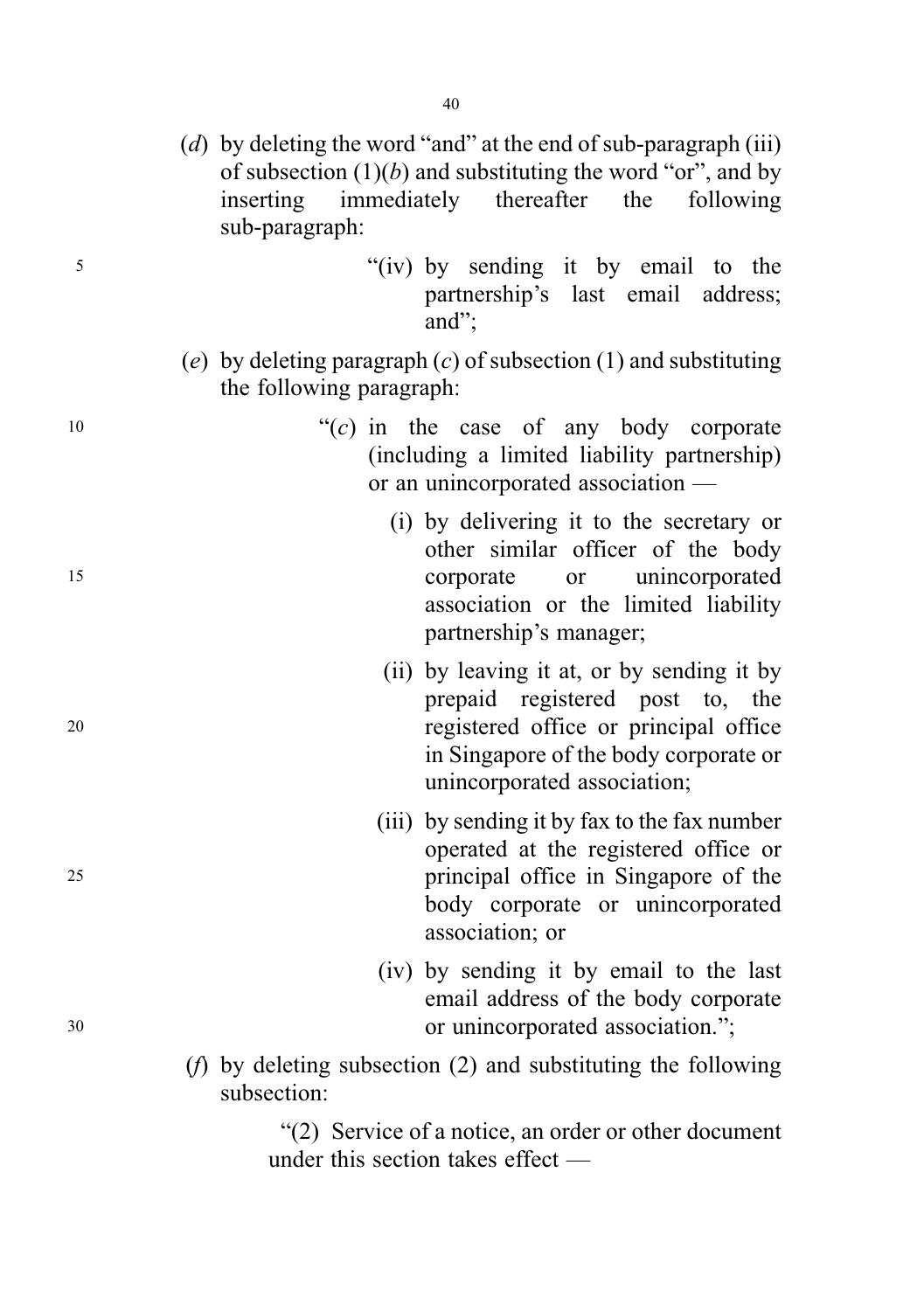(*d*) by deleting the word "and" at the end of sub-paragraph (iii) of subsection (1)(*b*) and substituting the word "or", and by inserting immediately thereafter the following sub-paragraph:

> "(iv) by sending it by email to the partnership's last email address; and";

(*e*) by deleting paragraph (*c*) of subsection (1) and substituting the following paragraph:

> "(*c*) in the case of any body corporate (including a limited liability partnership) or an unincorporated association —
>
> (i) by delivering it to the secretary or other similar officer of the body corporate or unincorporated association or the limited liability partnership's manager;
>
> (ii) by leaving it at, or by sending it by prepaid registered post to, the registered office or principal office in Singapore of the body corporate or unincorporated association;
>
> (iii) by sending it by fax to the fax number operated at the registered office or principal office in Singapore of the body corporate or unincorporated association; or
>
> (iv) by sending it by email to the last email address of the body corporate or unincorporated association.";

(*f*) by deleting subsection (2) and substituting the following subsection:

> "(2) Service of a notice, an order or other document under this section takes effect —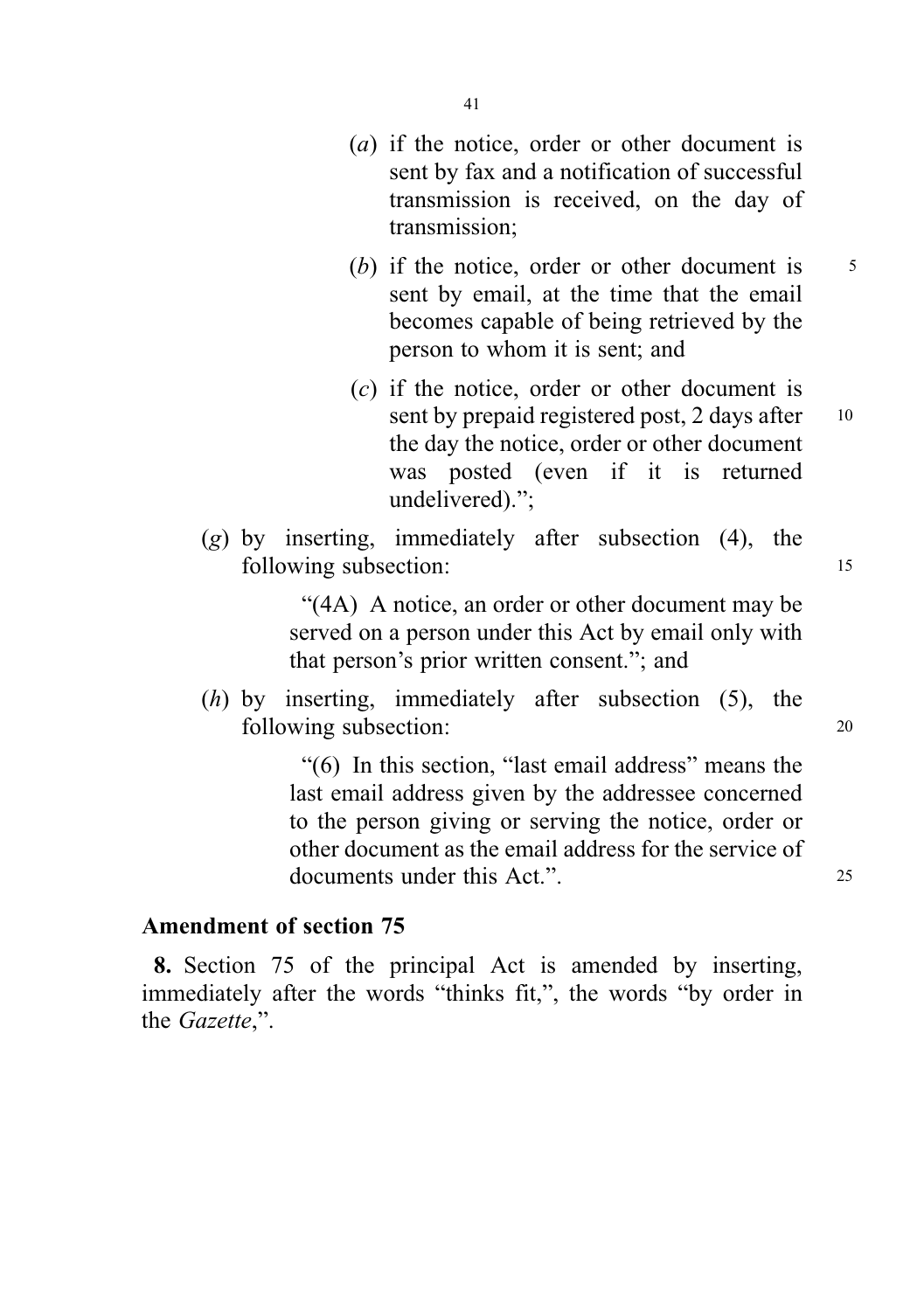(*a*) if the notice, order or other document is sent by fax and a notification of successful transmission is received, on the day of transmission;

(*b*) if the notice, order or other document is sent by email, at the time that the email becomes capable of being retrieved by the person to whom it is sent; and

(*c*) if the notice, order or other document is sent by prepaid registered post, 2 days after the day the notice, order or other document was posted (even if it is returned undelivered).";

(*g*) by inserting, immediately after subsection (4), the following subsection:

"(4A) A notice, an order or other document may be served on a person under this Act by email only with that person's prior written consent."; and

(*h*) by inserting, immediately after subsection (5), the following subsection:

"(6) In this section, "last email address" means the last email address given by the addressee concerned to the person giving or serving the notice, order or other document as the email address for the service of documents under this Act.".

### Amendment of section 75

**8.** Section 75 of the principal Act is amended by inserting, immediately after the words "thinks fit,", the words "by order in the *Gazette*,".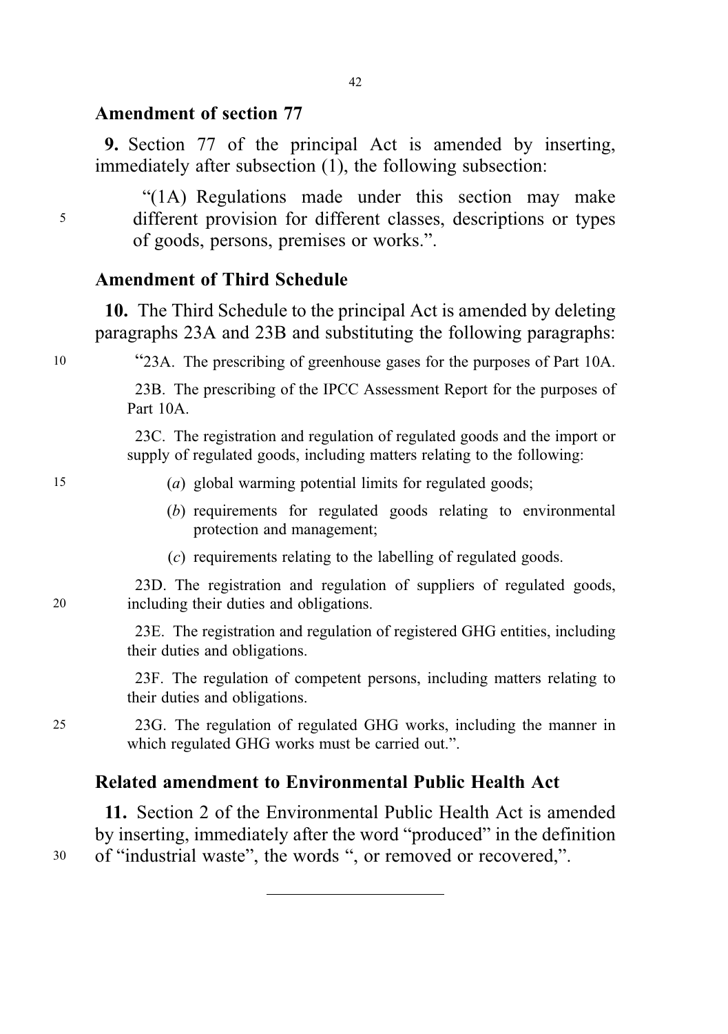## Amendment of section 77

**9.** Section 77 of the principal Act is amended by inserting, immediately after subsection (1), the following subsection:

"(1A) Regulations made under this section may make different provision for different classes, descriptions or types of goods, persons, premises or works.".

## Amendment of Third Schedule

**10.** The Third Schedule to the principal Act is amended by deleting paragraphs 23A and 23B and substituting the following paragraphs:

"23A. The prescribing of greenhouse gases for the purposes of Part 10A.

23B. The prescribing of the IPCC Assessment Report for the purposes of Part 10A.

23C. The registration and regulation of regulated goods and the import or supply of regulated goods, including matters relating to the following:

(*a*) global warming potential limits for regulated goods;

(*b*) requirements for regulated goods relating to environmental protection and management;

(*c*) requirements relating to the labelling of regulated goods.

23D. The registration and regulation of suppliers of regulated goods, including their duties and obligations.

23E. The registration and regulation of registered GHG entities, including their duties and obligations.

23F. The regulation of competent persons, including matters relating to their duties and obligations.

23G. The regulation of regulated GHG works, including the manner in which regulated GHG works must be carried out.".

## Related amendment to Environmental Public Health Act

**11.** Section 2 of the Environmental Public Health Act is amended by inserting, immediately after the word "produced" in the definition of "industrial waste", the words ", or removed or recovered,".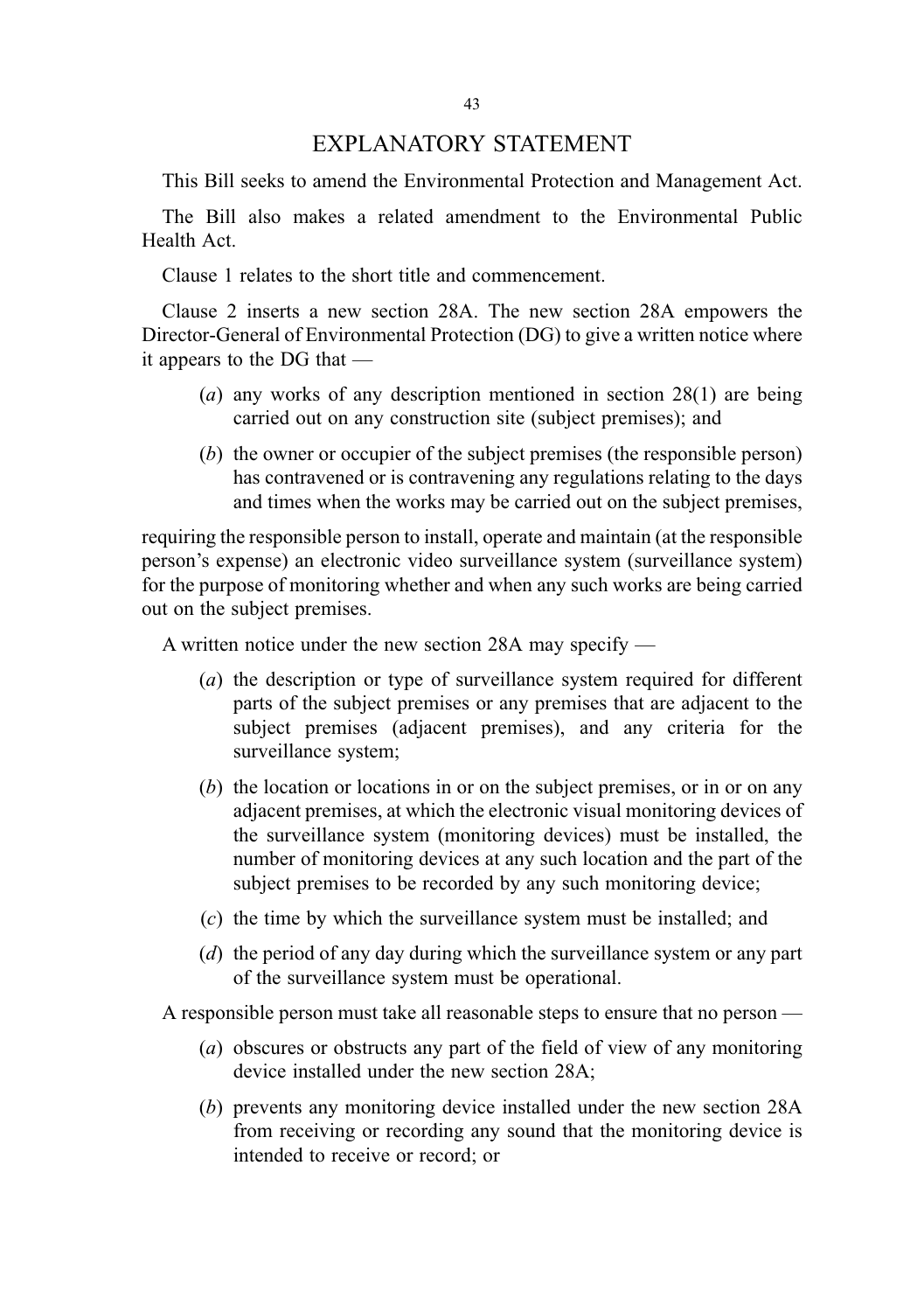# EXPLANATORY STATEMENT

This Bill seeks to amend the Environmental Protection and Management Act.

The Bill also makes a related amendment to the Environmental Public Health Act.

Clause 1 relates to the short title and commencement.

Clause 2 inserts a new section 28A. The new section 28A empowers the Director-General of Environmental Protection (DG) to give a written notice where it appears to the DG that —

- (*a*) any works of any description mentioned in section 28(1) are being carried out on any construction site (subject premises); and
- (*b*) the owner or occupier of the subject premises (the responsible person) has contravened or is contravening any regulations relating to the days and times when the works may be carried out on the subject premises,

requiring the responsible person to install, operate and maintain (at the responsible person's expense) an electronic video surveillance system (surveillance system) for the purpose of monitoring whether and when any such works are being carried out on the subject premises.

A written notice under the new section 28A may specify —

- (*a*) the description or type of surveillance system required for different parts of the subject premises or any premises that are adjacent to the subject premises (adjacent premises), and any criteria for the surveillance system;
- (*b*) the location or locations in or on the subject premises, or in or on any adjacent premises, at which the electronic visual monitoring devices of the surveillance system (monitoring devices) must be installed, the number of monitoring devices at any such location and the part of the subject premises to be recorded by any such monitoring device;
- (*c*) the time by which the surveillance system must be installed; and
- (*d*) the period of any day during which the surveillance system or any part of the surveillance system must be operational.

A responsible person must take all reasonable steps to ensure that no person —

- (*a*) obscures or obstructs any part of the field of view of any monitoring device installed under the new section 28A;
- (*b*) prevents any monitoring device installed under the new section 28A from receiving or recording any sound that the monitoring device is intended to receive or record; or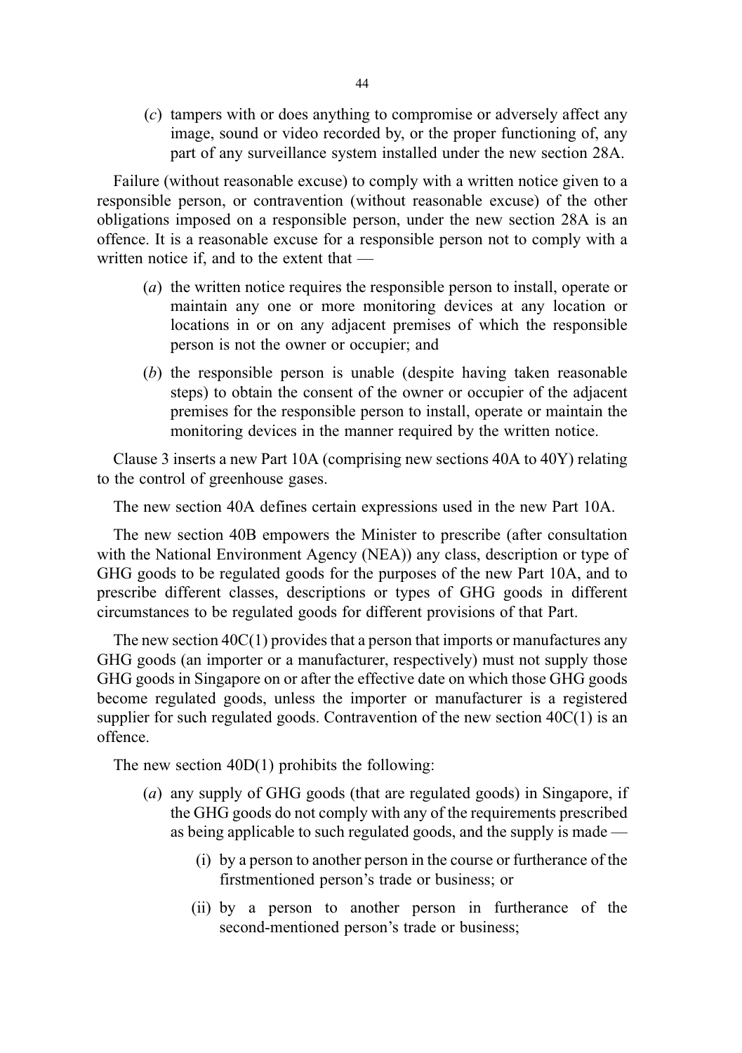(*c*) tampers with or does anything to compromise or adversely affect any image, sound or video recorded by, or the proper functioning of, any part of any surveillance system installed under the new section 28A.

Failure (without reasonable excuse) to comply with a written notice given to a responsible person, or contravention (without reasonable excuse) of the other obligations imposed on a responsible person, under the new section 28A is an offence. It is a reasonable excuse for a responsible person not to comply with a written notice if, and to the extent that —

(*a*) the written notice requires the responsible person to install, operate or maintain any one or more monitoring devices at any location or locations in or on any adjacent premises of which the responsible person is not the owner or occupier; and

(*b*) the responsible person is unable (despite having taken reasonable steps) to obtain the consent of the owner or occupier of the adjacent premises for the responsible person to install, operate or maintain the monitoring devices in the manner required by the written notice.

Clause 3 inserts a new Part 10A (comprising new sections 40A to 40Y) relating to the control of greenhouse gases.

The new section 40A defines certain expressions used in the new Part 10A.

The new section 40B empowers the Minister to prescribe (after consultation with the National Environment Agency (NEA)) any class, description or type of GHG goods to be regulated goods for the purposes of the new Part 10A, and to prescribe different classes, descriptions or types of GHG goods in different circumstances to be regulated goods for different provisions of that Part.

The new section 40C(1) provides that a person that imports or manufactures any GHG goods (an importer or a manufacturer, respectively) must not supply those GHG goods in Singapore on or after the effective date on which those GHG goods become regulated goods, unless the importer or manufacturer is a registered supplier for such regulated goods. Contravention of the new section 40C(1) is an offence.

The new section 40D(1) prohibits the following:

(*a*) any supply of GHG goods (that are regulated goods) in Singapore, if the GHG goods do not comply with any of the requirements prescribed as being applicable to such regulated goods, and the supply is made —

(i) by a person to another person in the course or furtherance of the firstmentioned person's trade or business; or

(ii) by a person to another person in furtherance of the second-mentioned person's trade or business;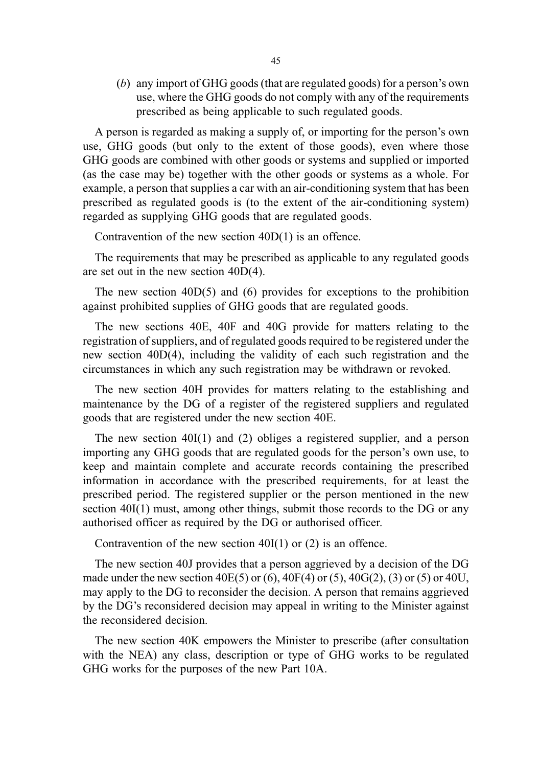(*b*) any import of GHG goods (that are regulated goods) for a person's own use, where the GHG goods do not comply with any of the requirements prescribed as being applicable to such regulated goods.

A person is regarded as making a supply of, or importing for the person's own use, GHG goods (but only to the extent of those goods), even where those GHG goods are combined with other goods or systems and supplied or imported (as the case may be) together with the other goods or systems as a whole. For example, a person that supplies a car with an air-conditioning system that has been prescribed as regulated goods is (to the extent of the air-conditioning system) regarded as supplying GHG goods that are regulated goods.

Contravention of the new section 40D(1) is an offence.

The requirements that may be prescribed as applicable to any regulated goods are set out in the new section 40D(4).

The new section 40D(5) and (6) provides for exceptions to the prohibition against prohibited supplies of GHG goods that are regulated goods.

The new sections 40E, 40F and 40G provide for matters relating to the registration of suppliers, and of regulated goods required to be registered under the new section 40D(4), including the validity of each such registration and the circumstances in which any such registration may be withdrawn or revoked.

The new section 40H provides for matters relating to the establishing and maintenance by the DG of a register of the registered suppliers and regulated goods that are registered under the new section 40E.

The new section 40I(1) and (2) obliges a registered supplier, and a person importing any GHG goods that are regulated goods for the person's own use, to keep and maintain complete and accurate records containing the prescribed information in accordance with the prescribed requirements, for at least the prescribed period. The registered supplier or the person mentioned in the new section 40I(1) must, among other things, submit those records to the DG or any authorised officer as required by the DG or authorised officer.

Contravention of the new section 40I(1) or (2) is an offence.

The new section 40J provides that a person aggrieved by a decision of the DG made under the new section 40E(5) or (6), 40F(4) or (5), 40G(2), (3) or (5) or 40U, may apply to the DG to reconsider the decision. A person that remains aggrieved by the DG's reconsidered decision may appeal in writing to the Minister against the reconsidered decision.

The new section 40K empowers the Minister to prescribe (after consultation with the NEA) any class, description or type of GHG works to be regulated GHG works for the purposes of the new Part 10A.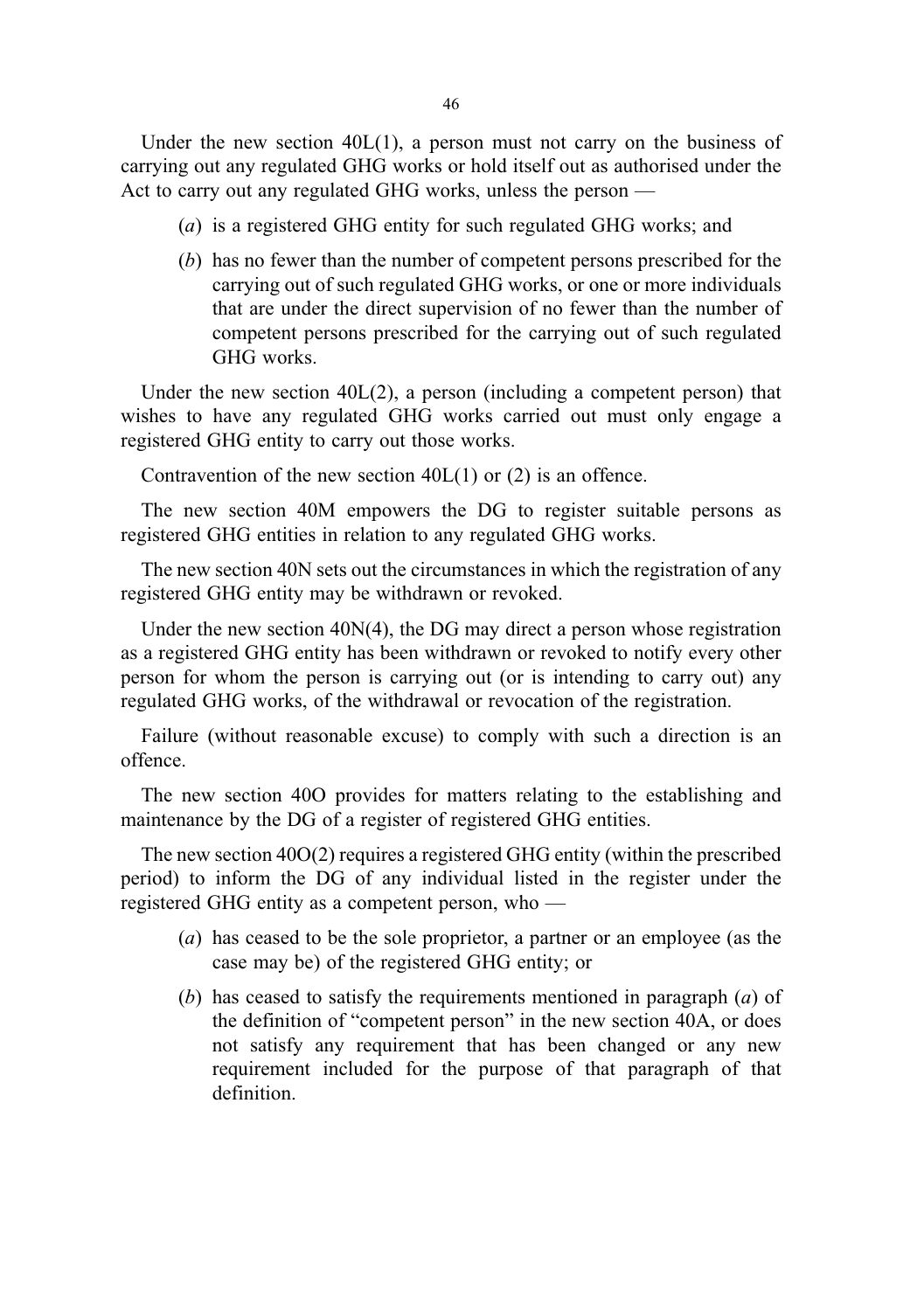Under the new section 40L(1), a person must not carry on the business of carrying out any regulated GHG works or hold itself out as authorised under the Act to carry out any regulated GHG works, unless the person —

(*a*) is a registered GHG entity for such regulated GHG works; and

(*b*) has no fewer than the number of competent persons prescribed for the carrying out of such regulated GHG works, or one or more individuals that are under the direct supervision of no fewer than the number of competent persons prescribed for the carrying out of such regulated GHG works.

Under the new section 40L(2), a person (including a competent person) that wishes to have any regulated GHG works carried out must only engage a registered GHG entity to carry out those works.

Contravention of the new section 40L(1) or (2) is an offence.

The new section 40M empowers the DG to register suitable persons as registered GHG entities in relation to any regulated GHG works.

The new section 40N sets out the circumstances in which the registration of any registered GHG entity may be withdrawn or revoked.

Under the new section 40N(4), the DG may direct a person whose registration as a registered GHG entity has been withdrawn or revoked to notify every other person for whom the person is carrying out (or is intending to carry out) any regulated GHG works, of the withdrawal or revocation of the registration.

Failure (without reasonable excuse) to comply with such a direction is an offence.

The new section 40O provides for matters relating to the establishing and maintenance by the DG of a register of registered GHG entities.

The new section 40O(2) requires a registered GHG entity (within the prescribed period) to inform the DG of any individual listed in the register under the registered GHG entity as a competent person, who —

(*a*) has ceased to be the sole proprietor, a partner or an employee (as the case may be) of the registered GHG entity; or

(*b*) has ceased to satisfy the requirements mentioned in paragraph (*a*) of the definition of "competent person" in the new section 40A, or does not satisfy any requirement that has been changed or any new requirement included for the purpose of that paragraph of that definition.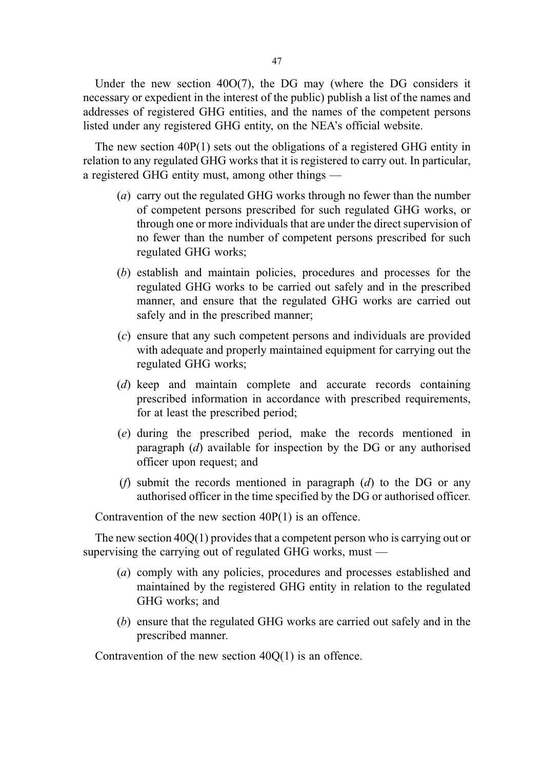Under the new section 40O(7), the DG may (where the DG considers it necessary or expedient in the interest of the public) publish a list of the names and addresses of registered GHG entities, and the names of the competent persons listed under any registered GHG entity, on the NEA's official website.

The new section 40P(1) sets out the obligations of a registered GHG entity in relation to any regulated GHG works that it is registered to carry out. In particular, a registered GHG entity must, among other things —

- (*a*) carry out the regulated GHG works through no fewer than the number of competent persons prescribed for such regulated GHG works, or through one or more individuals that are under the direct supervision of no fewer than the number of competent persons prescribed for such regulated GHG works;
- (*b*) establish and maintain policies, procedures and processes for the regulated GHG works to be carried out safely and in the prescribed manner, and ensure that the regulated GHG works are carried out safely and in the prescribed manner;
- (*c*) ensure that any such competent persons and individuals are provided with adequate and properly maintained equipment for carrying out the regulated GHG works;
- (*d*) keep and maintain complete and accurate records containing prescribed information in accordance with prescribed requirements, for at least the prescribed period;
- (*e*) during the prescribed period, make the records mentioned in paragraph (*d*) available for inspection by the DG or any authorised officer upon request; and
- (*f*) submit the records mentioned in paragraph (*d*) to the DG or any authorised officer in the time specified by the DG or authorised officer.

Contravention of the new section 40P(1) is an offence.

The new section 40Q(1) provides that a competent person who is carrying out or supervising the carrying out of regulated GHG works, must —

- (*a*) comply with any policies, procedures and processes established and maintained by the registered GHG entity in relation to the regulated GHG works; and
- (*b*) ensure that the regulated GHG works are carried out safely and in the prescribed manner.

Contravention of the new section 40Q(1) is an offence.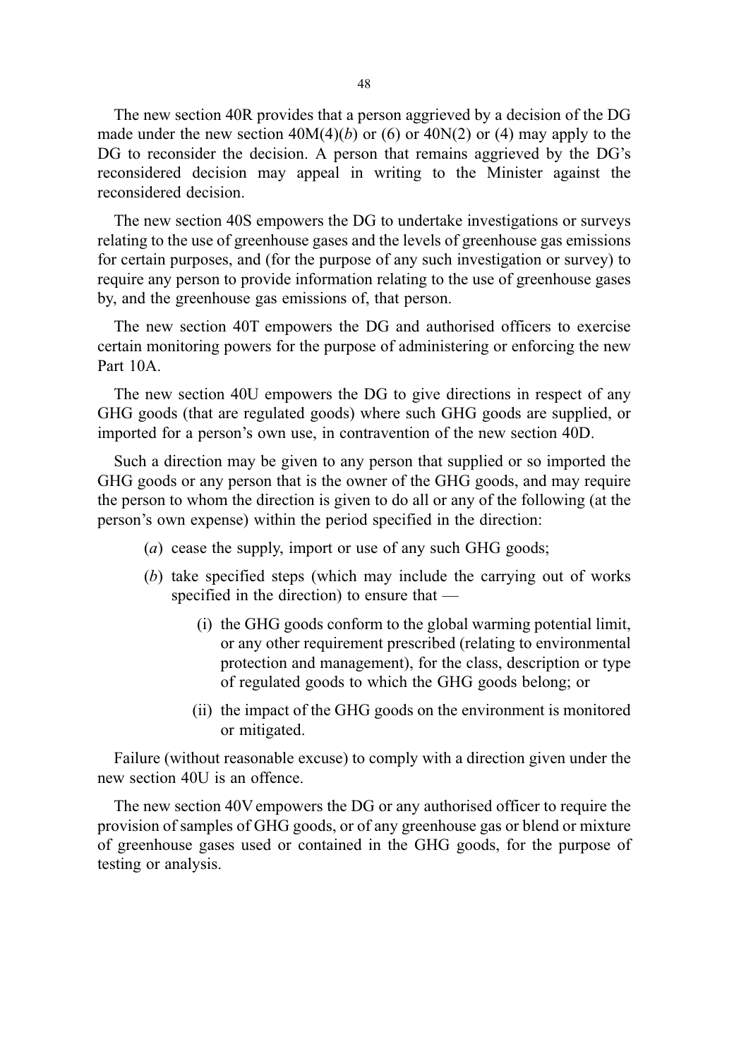The new section 40R provides that a person aggrieved by a decision of the DG made under the new section 40M(4)(*b*) or (6) or 40N(2) or (4) may apply to the DG to reconsider the decision. A person that remains aggrieved by the DG's reconsidered decision may appeal in writing to the Minister against the reconsidered decision.

The new section 40S empowers the DG to undertake investigations or surveys relating to the use of greenhouse gases and the levels of greenhouse gas emissions for certain purposes, and (for the purpose of any such investigation or survey) to require any person to provide information relating to the use of greenhouse gases by, and the greenhouse gas emissions of, that person.

The new section 40T empowers the DG and authorised officers to exercise certain monitoring powers for the purpose of administering or enforcing the new Part 10A.

The new section 40U empowers the DG to give directions in respect of any GHG goods (that are regulated goods) where such GHG goods are supplied, or imported for a person's own use, in contravention of the new section 40D.

Such a direction may be given to any person that supplied or so imported the GHG goods or any person that is the owner of the GHG goods, and may require the person to whom the direction is given to do all or any of the following (at the person's own expense) within the period specified in the direction:

(*a*) cease the supply, import or use of any such GHG goods;

(*b*) take specified steps (which may include the carrying out of works specified in the direction) to ensure that —

(i) the GHG goods conform to the global warming potential limit, or any other requirement prescribed (relating to environmental protection and management), for the class, description or type of regulated goods to which the GHG goods belong; or

(ii) the impact of the GHG goods on the environment is monitored or mitigated.

Failure (without reasonable excuse) to comply with a direction given under the new section 40U is an offence.

The new section 40V empowers the DG or any authorised officer to require the provision of samples of GHG goods, or of any greenhouse gas or blend or mixture of greenhouse gases used or contained in the GHG goods, for the purpose of testing or analysis.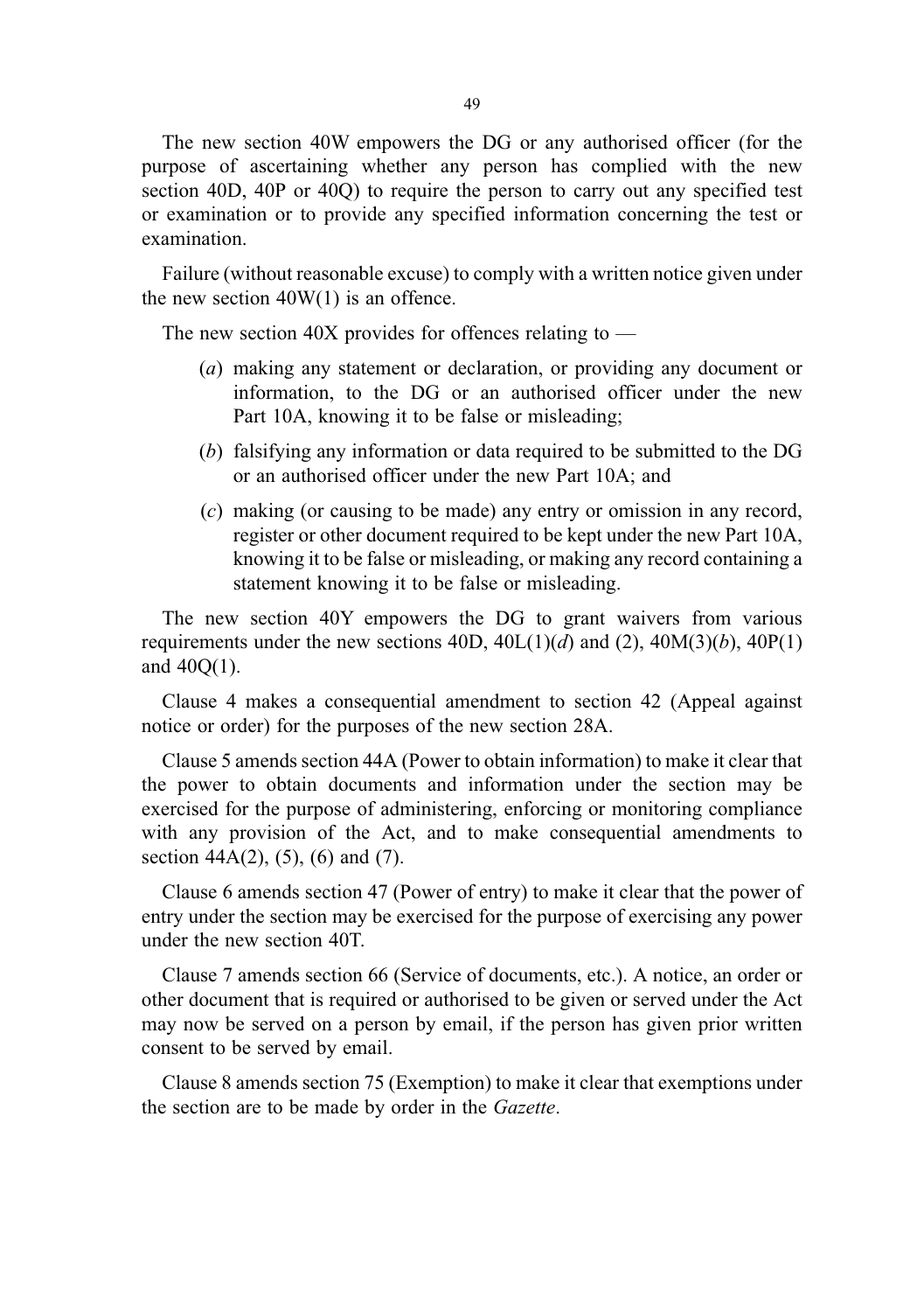The new section 40W empowers the DG or any authorised officer (for the purpose of ascertaining whether any person has complied with the new section 40D, 40P or 40Q) to require the person to carry out any specified test or examination or to provide any specified information concerning the test or examination.

Failure (without reasonable excuse) to comply with a written notice given under the new section 40W(1) is an offence.

The new section 40X provides for offences relating to —

(*a*) making any statement or declaration, or providing any document or information, to the DG or an authorised officer under the new Part 10A, knowing it to be false or misleading;

(*b*) falsifying any information or data required to be submitted to the DG or an authorised officer under the new Part 10A; and

(*c*) making (or causing to be made) any entry or omission in any record, register or other document required to be kept under the new Part 10A, knowing it to be false or misleading, or making any record containing a statement knowing it to be false or misleading.

The new section 40Y empowers the DG to grant waivers from various requirements under the new sections 40D, 40L(1)(*d*) and (2), 40M(3)(*b*), 40P(1) and 40Q(1).

Clause 4 makes a consequential amendment to section 42 (Appeal against notice or order) for the purposes of the new section 28A.

Clause 5 amends section 44A (Power to obtain information) to make it clear that the power to obtain documents and information under the section may be exercised for the purpose of administering, enforcing or monitoring compliance with any provision of the Act, and to make consequential amendments to section 44A(2), (5), (6) and (7).

Clause 6 amends section 47 (Power of entry) to make it clear that the power of entry under the section may be exercised for the purpose of exercising any power under the new section 40T.

Clause 7 amends section 66 (Service of documents, etc.). A notice, an order or other document that is required or authorised to be given or served under the Act may now be served on a person by email, if the person has given prior written consent to be served by email.

Clause 8 amends section 75 (Exemption) to make it clear that exemptions under the section are to be made by order in the *Gazette*.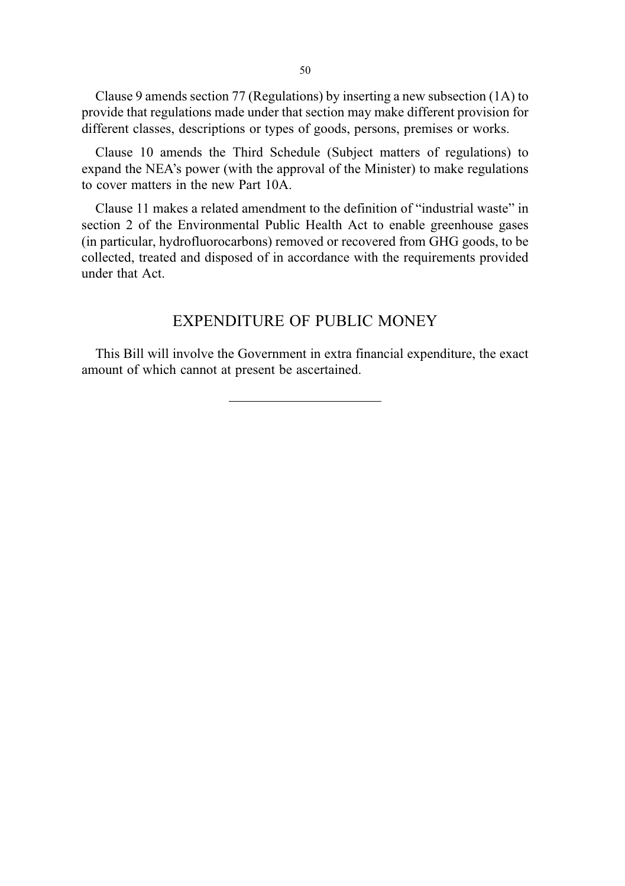Clause 9 amends section 77 (Regulations) by inserting a new subsection (1A) to provide that regulations made under that section may make different provision for different classes, descriptions or types of goods, persons, premises or works.

Clause 10 amends the Third Schedule (Subject matters of regulations) to expand the NEA's power (with the approval of the Minister) to make regulations to cover matters in the new Part 10A.

Clause 11 makes a related amendment to the definition of "industrial waste" in section 2 of the Environmental Public Health Act to enable greenhouse gases (in particular, hydrofluorocarbons) removed or recovered from GHG goods, to be collected, treated and disposed of in accordance with the requirements provided under that Act.

## EXPENDITURE OF PUBLIC MONEY

This Bill will involve the Government in extra financial expenditure, the exact amount of which cannot at present be ascertained.

---